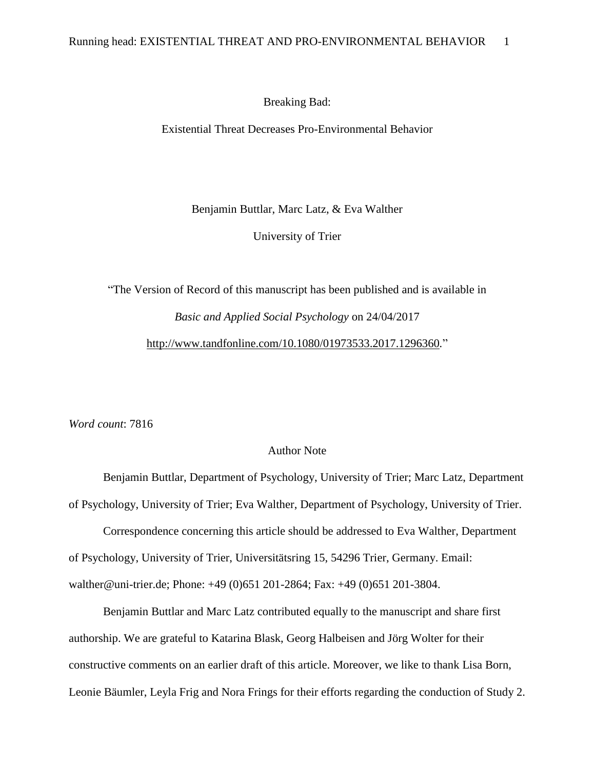# Breaking Bad:

## Existential Threat Decreases Pro-Environmental Behavior

Benjamin Buttlar, Marc Latz, & Eva Walther

University of Trier

"The Version of Record of this manuscript has been published and is available in *Basic and Applied Social Psychology* on 24/04/2017 http://www.tandfonline.com/10.1080/01973533.2017.1296360."

*Word count*: 7816

### Author Note

Benjamin Buttlar, Department of Psychology, University of Trier; Marc Latz, Department of Psychology, University of Trier; Eva Walther, Department of Psychology, University of Trier.

Correspondence concerning this article should be addressed to Eva Walther, Department of Psychology, University of Trier, Universitätsring 15, 54296 Trier, Germany. Email: walther@uni-trier.de; Phone: +49 (0)651 201-2864; Fax: +49 (0)651 201-3804.

Benjamin Buttlar and Marc Latz contributed equally to the manuscript and share first authorship. We are grateful to Katarina Blask, Georg Halbeisen and Jörg Wolter for their constructive comments on an earlier draft of this article. Moreover, we like to thank Lisa Born, Leonie Bäumler, Leyla Frig and Nora Frings for their efforts regarding the conduction of Study 2.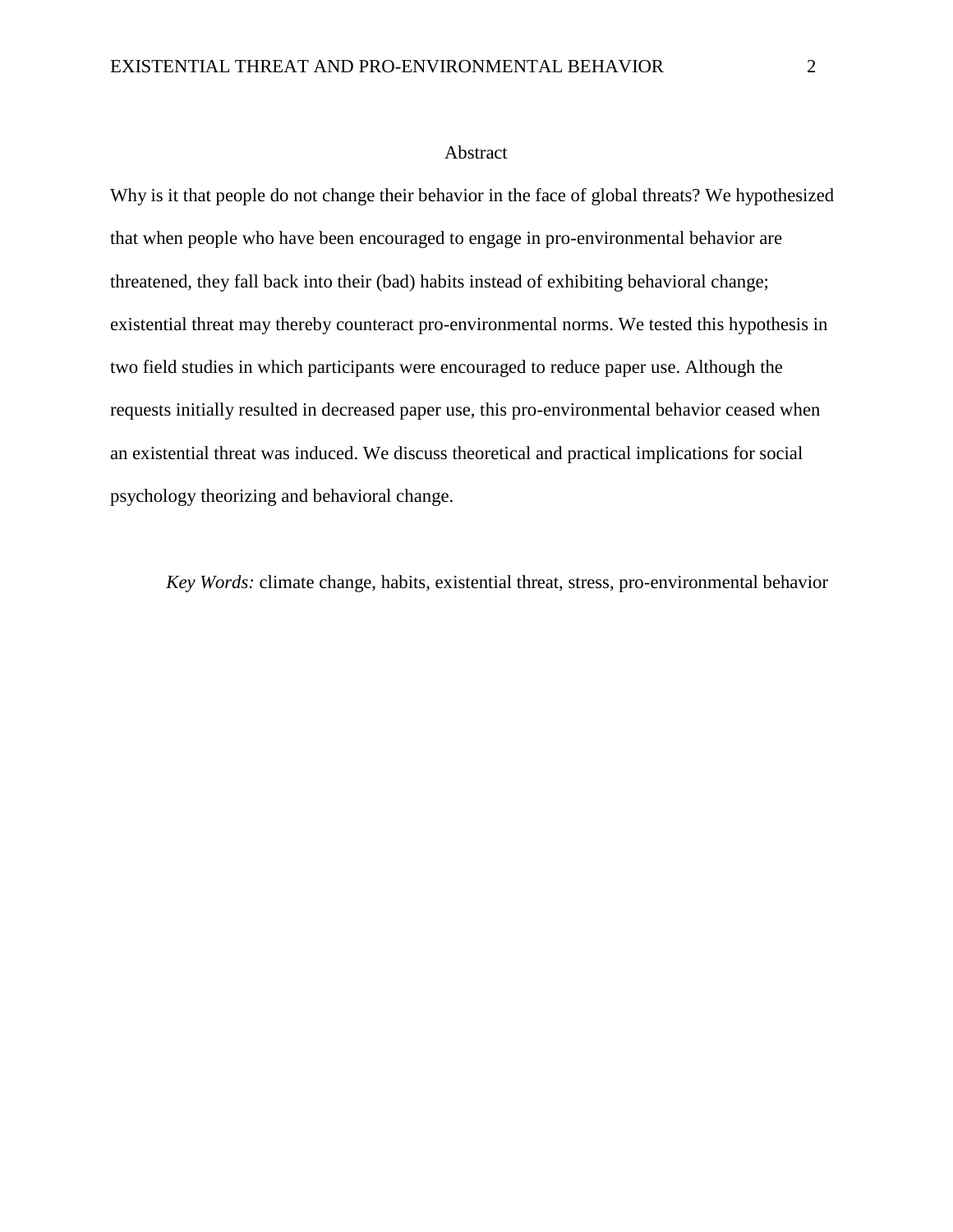# Abstract

Why is it that people do not change their behavior in the face of global threats? We hypothesized that when people who have been encouraged to engage in pro-environmental behavior are threatened, they fall back into their (bad) habits instead of exhibiting behavioral change; existential threat may thereby counteract pro-environmental norms. We tested this hypothesis in two field studies in which participants were encouraged to reduce paper use. Although the requests initially resulted in decreased paper use, this pro-environmental behavior ceased when an existential threat was induced. We discuss theoretical and practical implications for social psychology theorizing and behavioral change.

*Key Words:* climate change, habits, existential threat, stress, pro-environmental behavior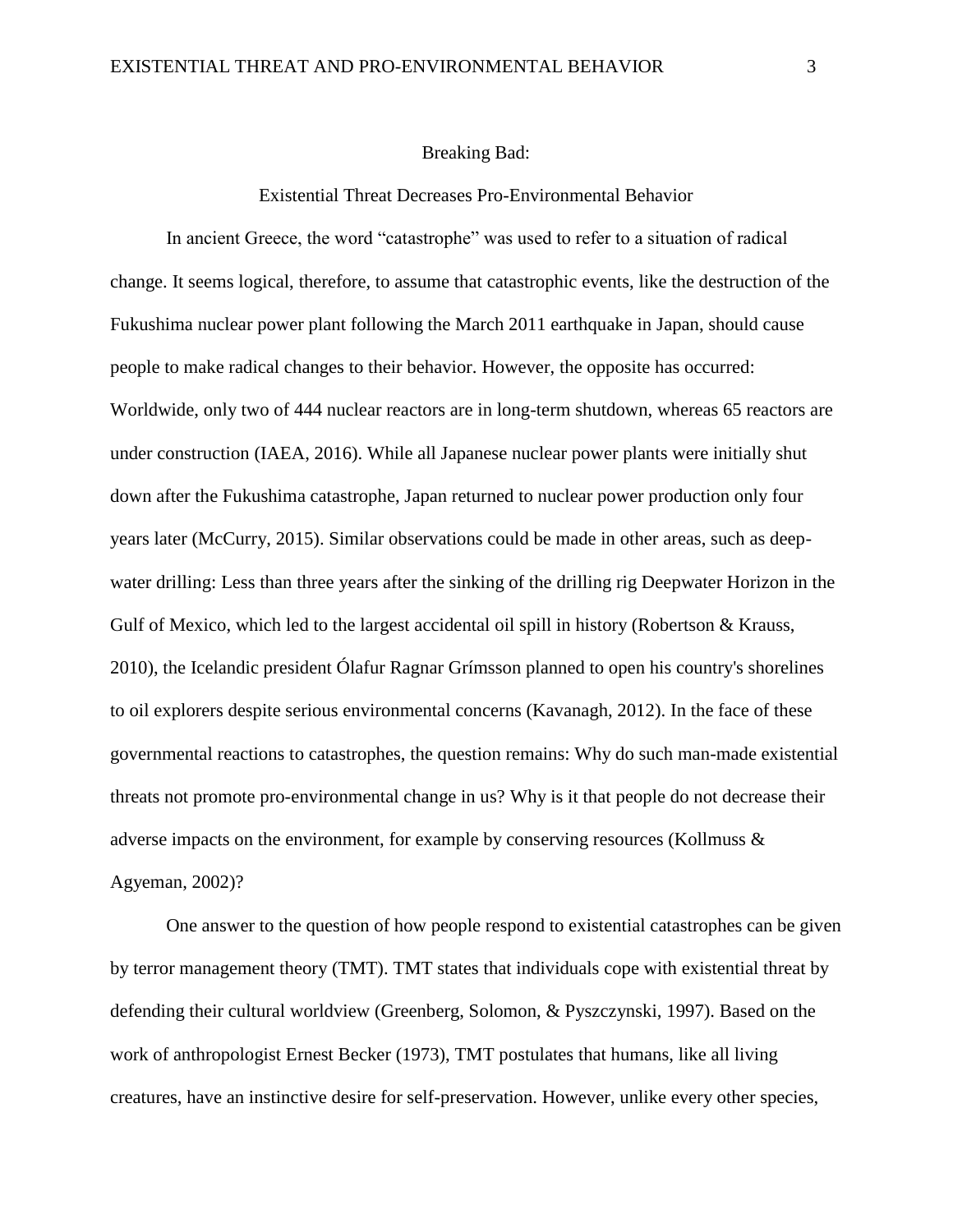# Breaking Bad:

## Existential Threat Decreases Pro-Environmental Behavior

In ancient Greece, the word "catastrophe" was used to refer to a situation of radical change. It seems logical, therefore, to assume that catastrophic events, like the destruction of the Fukushima nuclear power plant following the March 2011 earthquake in Japan, should cause people to make radical changes to their behavior. However, the opposite has occurred: Worldwide, only two of 444 nuclear reactors are in long-term shutdown, whereas 65 reactors are under construction (IAEA, 2016). While all Japanese nuclear power plants were initially shut down after the Fukushima catastrophe, Japan returned to nuclear power production only four years later (McCurry, 2015). Similar observations could be made in other areas, such as deep-water drilling: Less than three years after the sinking of the drilling rig Deepwater Horizon in the Gulf of Mexico, which led to the largest accidental oil spill in history (Robertson & Krauss, 2010), the Icelandic president Ólafur Ragnar Grímsson planned to open his country's shorelines to oil explorers despite serious environmental concerns (Kavanagh, 2012). In the face of these governmental reactions to catastrophes, the question remains: Why do such man-made existential threats not promote pro-environmental change in us? Why is it that people do not decrease their adverse impacts on the environment, for example by conserving resources (Kollmuss & Agyeman, 2002)?

One answer to the question of how people respond to existential catastrophes can be given by terror management theory (TMT). TMT states that individuals cope with existential threat by defending their cultural worldview (Greenberg, Solomon, & Pyszczynski, 1997). Based on the work of anthropologist Ernest Becker (1973), TMT postulates that humans, like all living creatures, have an instinctive desire for self-preservation. However, unlike every other species,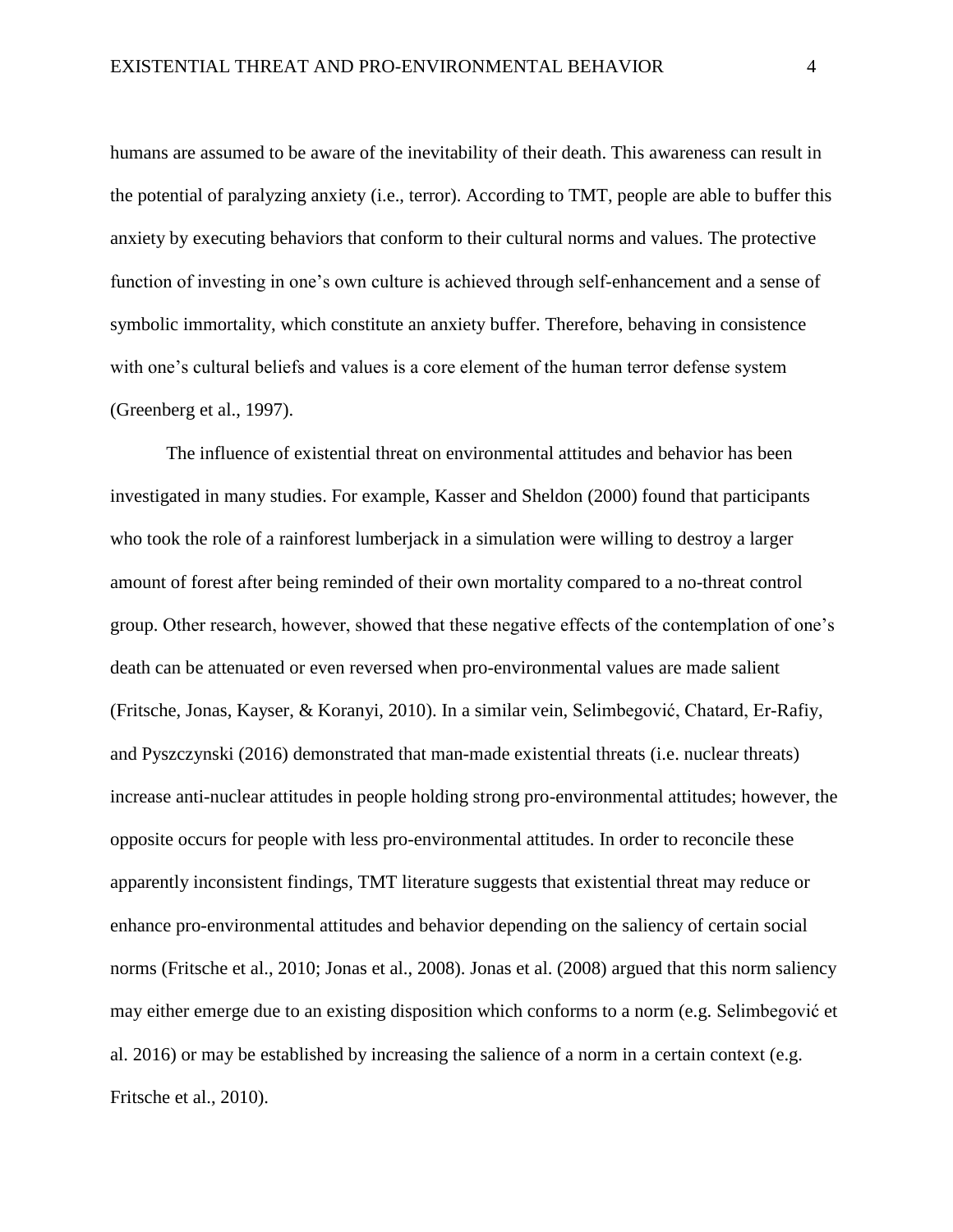humans are assumed to be aware of the inevitability of their death. This awareness can result in the potential of paralyzing anxiety (i.e., terror). According to TMT, people are able to buffer this anxiety by executing behaviors that conform to their cultural norms and values. The protective function of investing in one's own culture is achieved through self-enhancement and a sense of symbolic immortality, which constitute an anxiety buffer. Therefore, behaving in consistence with one's cultural beliefs and values is a core element of the human terror defense system (Greenberg et al., 1997).

The influence of existential threat on environmental attitudes and behavior has been investigated in many studies. For example, Kasser and Sheldon (2000) found that participants who took the role of a rainforest lumberjack in a simulation were willing to destroy a larger amount of forest after being reminded of their own mortality compared to a no-threat control group. Other research, however, showed that these negative effects of the contemplation of one's death can be attenuated or even reversed when pro-environmental values are made salient (Fritsche, Jonas, Kayser, & Koranyi, 2010). In a similar vein, Selimbegović, Chatard, Er-Rafiy, and Pyszczynski (2016) demonstrated that man-made existential threats (i.e. nuclear threats) increase anti-nuclear attitudes in people holding strong pro-environmental attitudes; however, the opposite occurs for people with less pro-environmental attitudes. In order to reconcile these apparently inconsistent findings, TMT literature suggests that existential threat may reduce or enhance pro-environmental attitudes and behavior depending on the saliency of certain social norms (Fritsche et al., 2010; Jonas et al., 2008). Jonas et al. (2008) argued that this norm saliency may either emerge due to an existing disposition which conforms to a norm (e.g. Selimbegović et al. 2016) or may be established by increasing the salience of a norm in a certain context (e.g. Fritsche et al., 2010).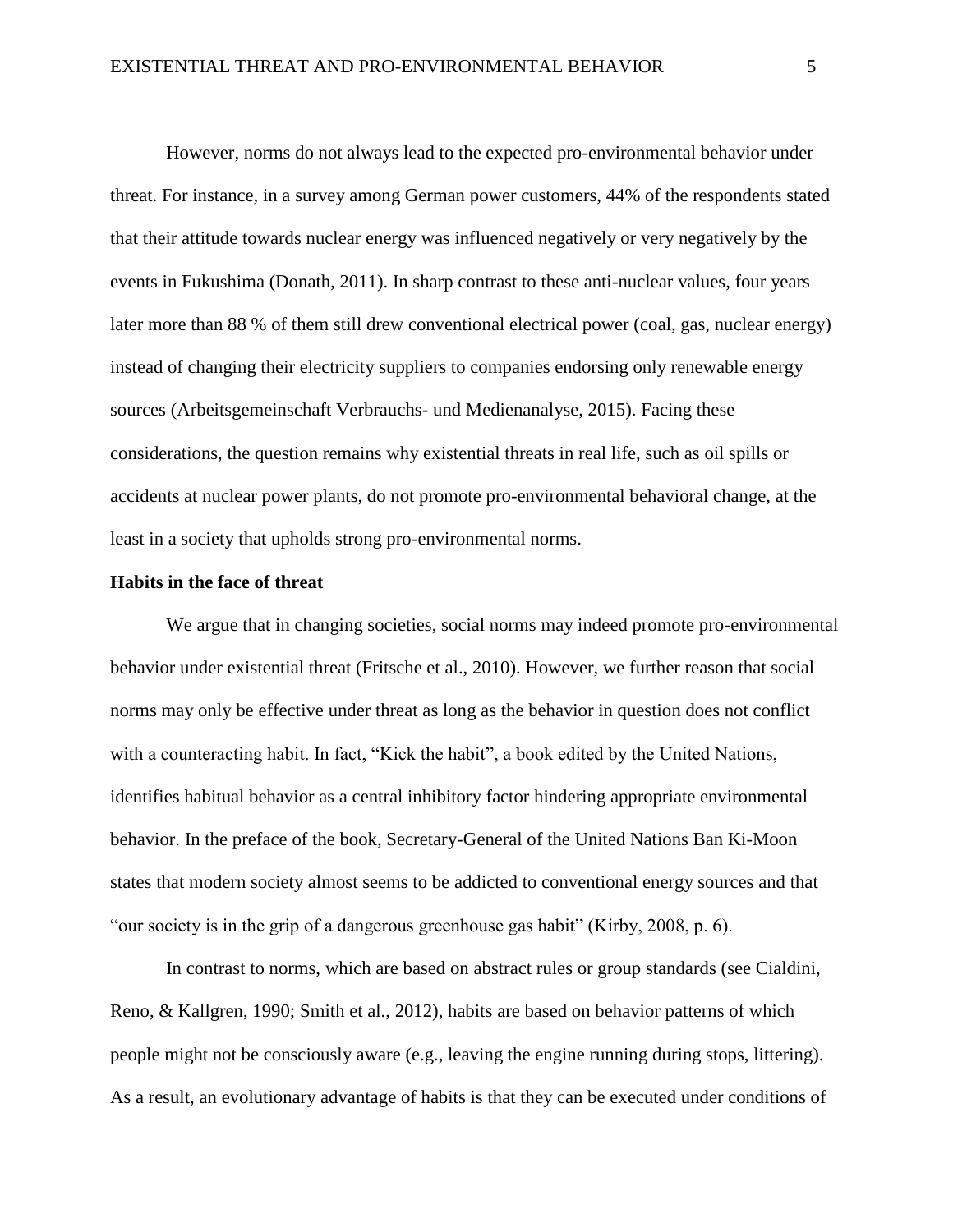However, norms do not always lead to the expected pro-environmental behavior under threat. For instance, in a survey among German power customers, 44% of the respondents stated that their attitude towards nuclear energy was influenced negatively or very negatively by the events in Fukushima (Donath, 2011). In sharp contrast to these anti-nuclear values, four years later more than 88 % of them still drew conventional electrical power (coal, gas, nuclear energy) instead of changing their electricity suppliers to companies endorsing only renewable energy sources (Arbeitsgemeinschaft Verbrauchs- und Medienanalyse, 2015). Facing these considerations, the question remains why existential threats in real life, such as oil spills or accidents at nuclear power plants, do not promote pro-environmental behavioral change, at the least in a society that upholds strong pro-environmental norms.

**Habits in the face of threat**

We argue that in changing societies, social norms may indeed promote pro-environmental behavior under existential threat (Fritsche et al., 2010). However, we further reason that social norms may only be effective under threat as long as the behavior in question does not conflict with a counteracting habit. In fact, "Kick the habit", a book edited by the United Nations, identifies habitual behavior as a central inhibitory factor hindering appropriate environmental behavior. In the preface of the book, Secretary-General of the United Nations Ban Ki-Moon states that modern society almost seems to be addicted to conventional energy sources and that "our society is in the grip of a dangerous greenhouse gas habit" (Kirby, 2008, p. 6).

In contrast to norms, which are based on abstract rules or group standards (see Cialdini, Reno, & Kallgren, 1990; Smith et al., 2012), habits are based on behavior patterns of which people might not be consciously aware (e.g., leaving the engine running during stops, littering). As a result, an evolutionary advantage of habits is that they can be executed under conditions of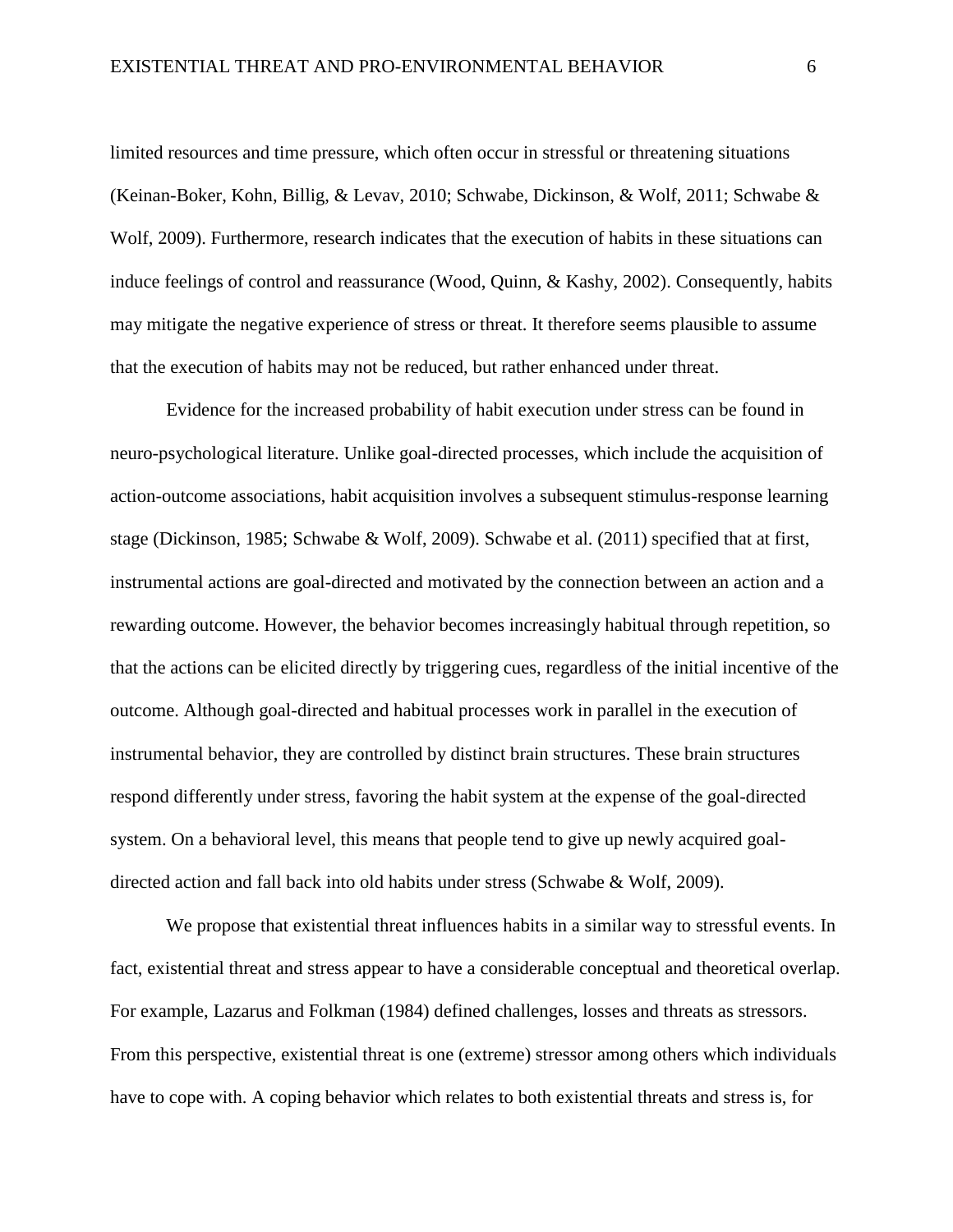limited resources and time pressure, which often occur in stressful or threatening situations (Keinan-Boker, Kohn, Billig, & Levav, 2010; Schwabe, Dickinson, & Wolf, 2011; Schwabe & Wolf, 2009). Furthermore, research indicates that the execution of habits in these situations can induce feelings of control and reassurance (Wood, Quinn, & Kashy, 2002). Consequently, habits may mitigate the negative experience of stress or threat. It therefore seems plausible to assume that the execution of habits may not be reduced, but rather enhanced under threat.

Evidence for the increased probability of habit execution under stress can be found in neuro-psychological literature. Unlike goal-directed processes, which include the acquisition of action-outcome associations, habit acquisition involves a subsequent stimulus-response learning stage (Dickinson, 1985; Schwabe & Wolf, 2009). Schwabe et al. (2011) specified that at first, instrumental actions are goal-directed and motivated by the connection between an action and a rewarding outcome. However, the behavior becomes increasingly habitual through repetition, so that the actions can be elicited directly by triggering cues, regardless of the initial incentive of the outcome. Although goal-directed and habitual processes work in parallel in the execution of instrumental behavior, they are controlled by distinct brain structures. These brain structures respond differently under stress, favoring the habit system at the expense of the goal-directed system. On a behavioral level, this means that people tend to give up newly acquired goal-directed action and fall back into old habits under stress (Schwabe & Wolf, 2009).

We propose that existential threat influences habits in a similar way to stressful events. In fact, existential threat and stress appear to have a considerable conceptual and theoretical overlap. For example, Lazarus and Folkman (1984) defined challenges, losses and threats as stressors. From this perspective, existential threat is one (extreme) stressor among others which individuals have to cope with. A coping behavior which relates to both existential threats and stress is, for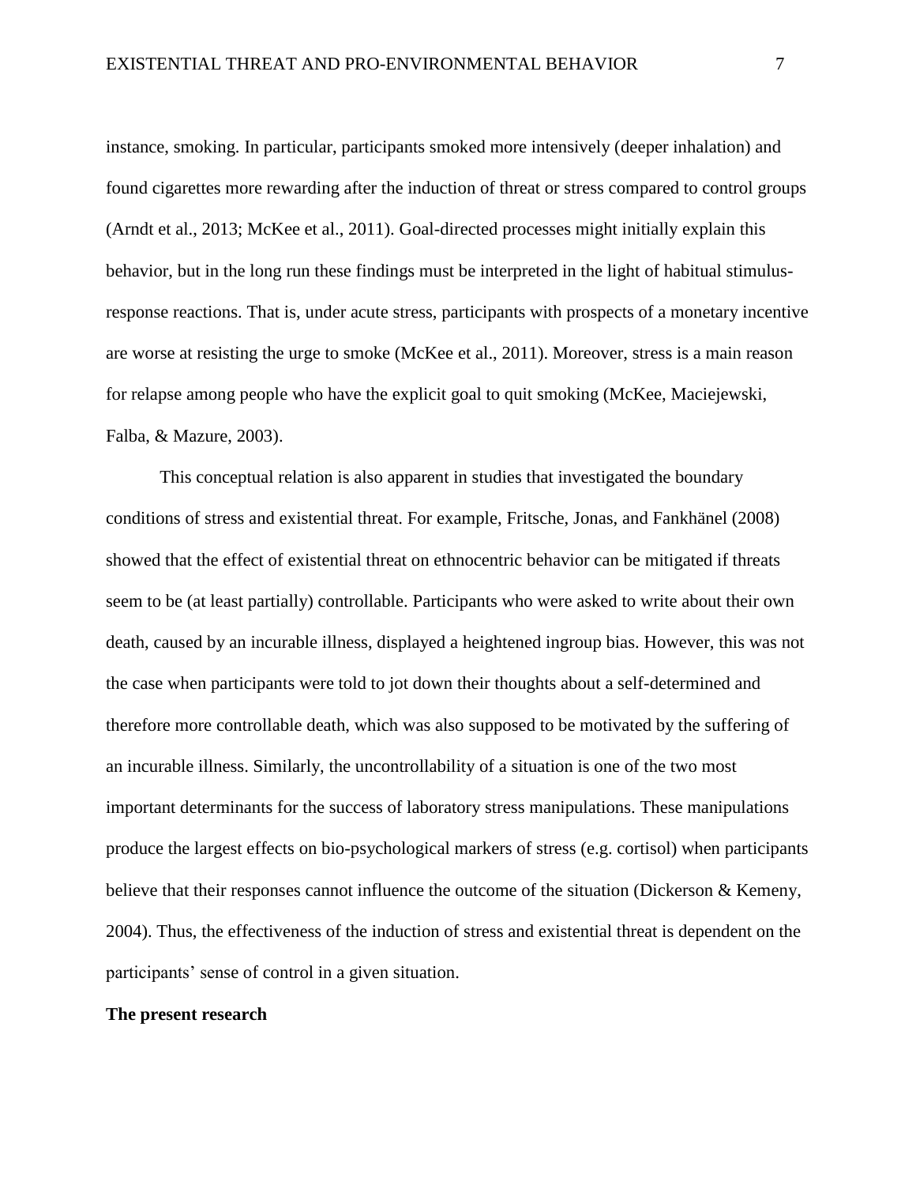instance, smoking. In particular, participants smoked more intensively (deeper inhalation) and found cigarettes more rewarding after the induction of threat or stress compared to control groups (Arndt et al., 2013; McKee et al., 2011). Goal-directed processes might initially explain this behavior, but in the long run these findings must be interpreted in the light of habitual stimulus-response reactions. That is, under acute stress, participants with prospects of a monetary incentive are worse at resisting the urge to smoke (McKee et al., 2011). Moreover, stress is a main reason for relapse among people who have the explicit goal to quit smoking (McKee, Maciejewski, Falba, & Mazure, 2003).

This conceptual relation is also apparent in studies that investigated the boundary conditions of stress and existential threat. For example, Fritsche, Jonas, and Fankhänel (2008) showed that the effect of existential threat on ethnocentric behavior can be mitigated if threats seem to be (at least partially) controllable. Participants who were asked to write about their own death, caused by an incurable illness, displayed a heightened ingroup bias. However, this was not the case when participants were told to jot down their thoughts about a self-determined and therefore more controllable death, which was also supposed to be motivated by the suffering of an incurable illness. Similarly, the uncontrollability of a situation is one of the two most important determinants for the success of laboratory stress manipulations. These manipulations produce the largest effects on bio-psychological markers of stress (e.g. cortisol) when participants believe that their responses cannot influence the outcome of the situation (Dickerson & Kemeny, 2004). Thus, the effectiveness of the induction of stress and existential threat is dependent on the participants' sense of control in a given situation.

## The present research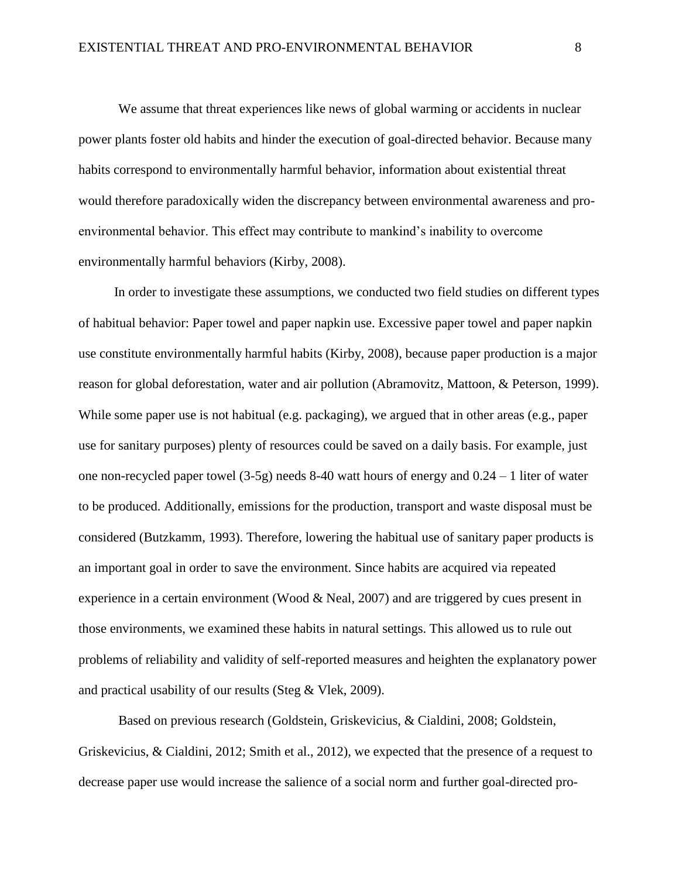We assume that threat experiences like news of global warming or accidents in nuclear power plants foster old habits and hinder the execution of goal-directed behavior. Because many habits correspond to environmentally harmful behavior, information about existential threat would therefore paradoxically widen the discrepancy between environmental awareness and pro-environmental behavior. This effect may contribute to mankind's inability to overcome environmentally harmful behaviors (Kirby, 2008).

In order to investigate these assumptions, we conducted two field studies on different types of habitual behavior: Paper towel and paper napkin use. Excessive paper towel and paper napkin use constitute environmentally harmful habits (Kirby, 2008), because paper production is a major reason for global deforestation, water and air pollution (Abramovitz, Mattoon, & Peterson, 1999). While some paper use is not habitual (e.g. packaging), we argued that in other areas (e.g., paper use for sanitary purposes) plenty of resources could be saved on a daily basis. For example, just one non-recycled paper towel (3-5g) needs 8-40 watt hours of energy and 0.24 – 1 liter of water to be produced. Additionally, emissions for the production, transport and waste disposal must be considered (Butzkamm, 1993). Therefore, lowering the habitual use of sanitary paper products is an important goal in order to save the environment. Since habits are acquired via repeated experience in a certain environment (Wood & Neal, 2007) and are triggered by cues present in those environments, we examined these habits in natural settings. This allowed us to rule out problems of reliability and validity of self-reported measures and heighten the explanatory power and practical usability of our results (Steg & Vlek, 2009).

Based on previous research (Goldstein, Griskevicius, & Cialdini, 2008; Goldstein, Griskevicius, & Cialdini, 2012; Smith et al., 2012), we expected that the presence of a request to decrease paper use would increase the salience of a social norm and further goal-directed pro-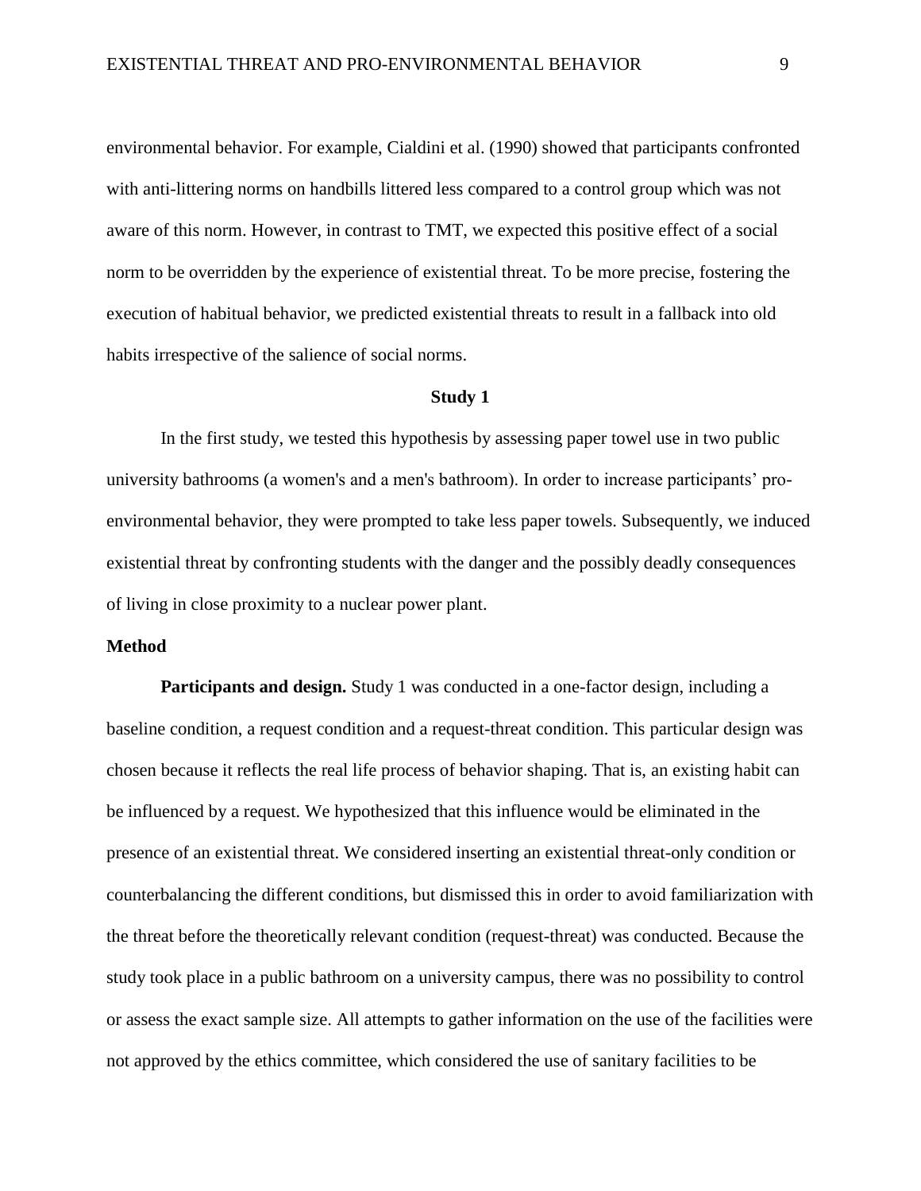environmental behavior. For example, Cialdini et al. (1990) showed that participants confronted with anti-littering norms on handbills littered less compared to a control group which was not aware of this norm. However, in contrast to TMT, we expected this positive effect of a social norm to be overridden by the experience of existential threat. To be more precise, fostering the execution of habitual behavior, we predicted existential threats to result in a fallback into old habits irrespective of the salience of social norms.

## Study 1

In the first study, we tested this hypothesis by assessing paper towel use in two public university bathrooms (a women's and a men's bathroom). In order to increase participants' pro-environmental behavior, they were prompted to take less paper towels. Subsequently, we induced existential threat by confronting students with the danger and the possibly deadly consequences of living in close proximity to a nuclear power plant.

### Method

**Participants and design.** Study 1 was conducted in a one-factor design, including a baseline condition, a request condition and a request-threat condition. This particular design was chosen because it reflects the real life process of behavior shaping. That is, an existing habit can be influenced by a request. We hypothesized that this influence would be eliminated in the presence of an existential threat. We considered inserting an existential threat-only condition or counterbalancing the different conditions, but dismissed this in order to avoid familiarization with the threat before the theoretically relevant condition (request-threat) was conducted. Because the study took place in a public bathroom on a university campus, there was no possibility to control or assess the exact sample size. All attempts to gather information on the use of the facilities were not approved by the ethics committee, which considered the use of sanitary facilities to be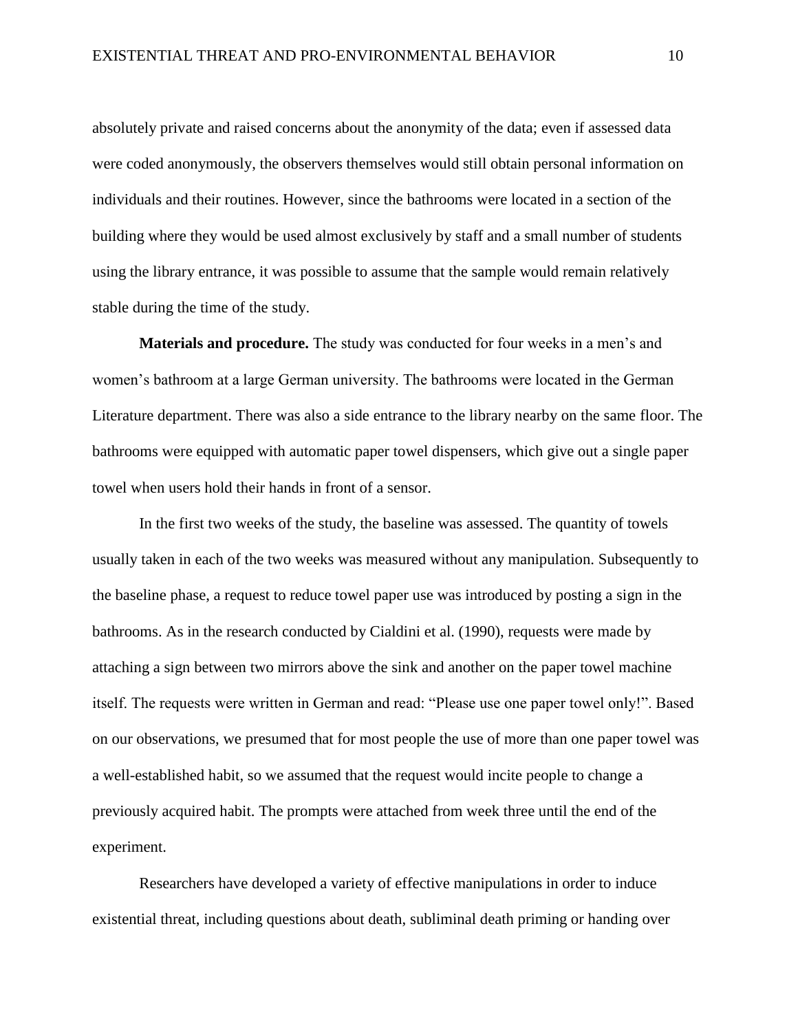absolutely private and raised concerns about the anonymity of the data; even if assessed data were coded anonymously, the observers themselves would still obtain personal information on individuals and their routines. However, since the bathrooms were located in a section of the building where they would be used almost exclusively by staff and a small number of students using the library entrance, it was possible to assume that the sample would remain relatively stable during the time of the study.

**Materials and procedure.** The study was conducted for four weeks in a men's and women's bathroom at a large German university. The bathrooms were located in the German Literature department. There was also a side entrance to the library nearby on the same floor. The bathrooms were equipped with automatic paper towel dispensers, which give out a single paper towel when users hold their hands in front of a sensor.

In the first two weeks of the study, the baseline was assessed. The quantity of towels usually taken in each of the two weeks was measured without any manipulation. Subsequently to the baseline phase, a request to reduce towel paper use was introduced by posting a sign in the bathrooms. As in the research conducted by Cialdini et al. (1990), requests were made by attaching a sign between two mirrors above the sink and another on the paper towel machine itself. The requests were written in German and read: "Please use one paper towel only!". Based on our observations, we presumed that for most people the use of more than one paper towel was a well-established habit, so we assumed that the request would incite people to change a previously acquired habit. The prompts were attached from week three until the end of the experiment.

Researchers have developed a variety of effective manipulations in order to induce existential threat, including questions about death, subliminal death priming or handing over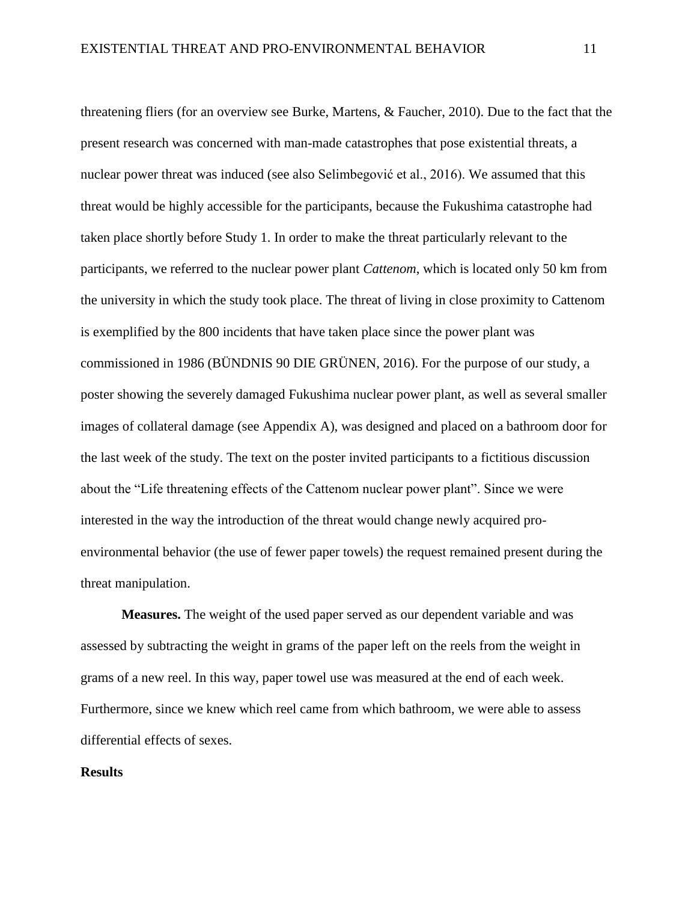threatening fliers (for an overview see Burke, Martens, & Faucher, 2010). Due to the fact that the present research was concerned with man-made catastrophes that pose existential threats, a nuclear power threat was induced (see also Selimbegović et al., 2016). We assumed that this threat would be highly accessible for the participants, because the Fukushima catastrophe had taken place shortly before Study 1. In order to make the threat particularly relevant to the participants, we referred to the nuclear power plant *Cattenom*, which is located only 50 km from the university in which the study took place. The threat of living in close proximity to Cattenom is exemplified by the 800 incidents that have taken place since the power plant was commissioned in 1986 (BÜNDNIS 90 DIE GRÜNEN, 2016). For the purpose of our study, a poster showing the severely damaged Fukushima nuclear power plant, as well as several smaller images of collateral damage (see Appendix A), was designed and placed on a bathroom door for the last week of the study. The text on the poster invited participants to a fictitious discussion about the "Life threatening effects of the Cattenom nuclear power plant". Since we were interested in the way the introduction of the threat would change newly acquired pro-environmental behavior (the use of fewer paper towels) the request remained present during the threat manipulation.

**Measures.** The weight of the used paper served as our dependent variable and was assessed by subtracting the weight in grams of the paper left on the reels from the weight in grams of a new reel. In this way, paper towel use was measured at the end of each week. Furthermore, since we knew which reel came from which bathroom, we were able to assess differential effects of sexes.

## Results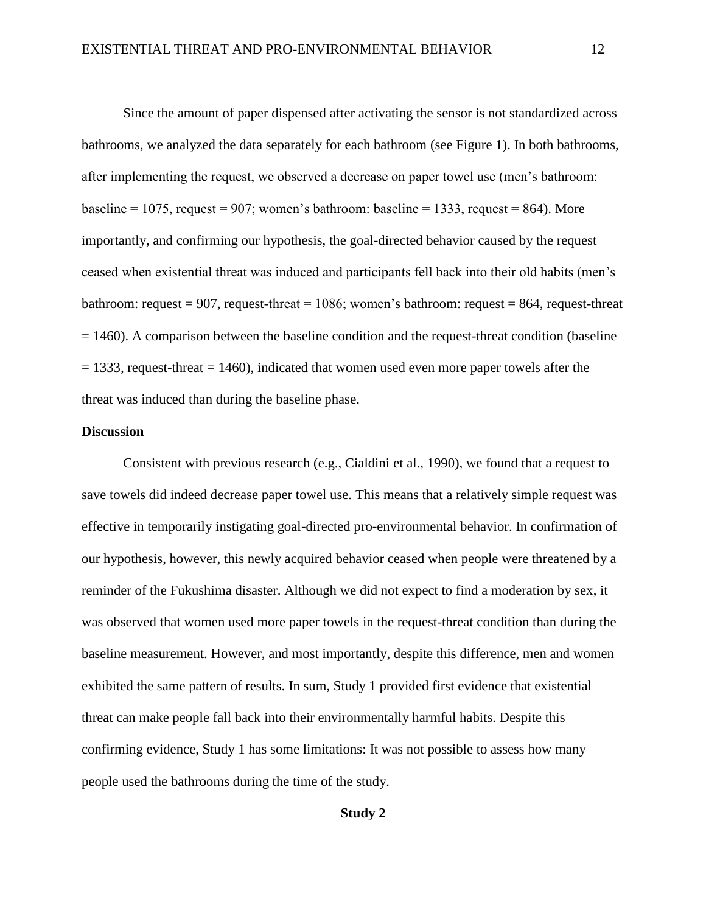Since the amount of paper dispensed after activating the sensor is not standardized across bathrooms, we analyzed the data separately for each bathroom (see Figure 1). In both bathrooms, after implementing the request, we observed a decrease on paper towel use (men's bathroom: baseline = 1075, request = 907; women's bathroom: baseline = 1333, request = 864). More importantly, and confirming our hypothesis, the goal-directed behavior caused by the request ceased when existential threat was induced and participants fell back into their old habits (men's bathroom: request = 907, request-threat = 1086; women's bathroom: request = 864, request-threat = 1460). A comparison between the baseline condition and the request-threat condition (baseline = 1333, request-threat = 1460), indicated that women used even more paper towels after the threat was induced than during the baseline phase.

### Discussion

Consistent with previous research (e.g., Cialdini et al., 1990), we found that a request to save towels did indeed decrease paper towel use. This means that a relatively simple request was effective in temporarily instigating goal-directed pro-environmental behavior. In confirmation of our hypothesis, however, this newly acquired behavior ceased when people were threatened by a reminder of the Fukushima disaster. Although we did not expect to find a moderation by sex, it was observed that women used more paper towels in the request-threat condition than during the baseline measurement. However, and most importantly, despite this difference, men and women exhibited the same pattern of results. In sum, Study 1 provided first evidence that existential threat can make people fall back into their environmentally harmful habits. Despite this confirming evidence, Study 1 has some limitations: It was not possible to assess how many people used the bathrooms during the time of the study.

## Study 2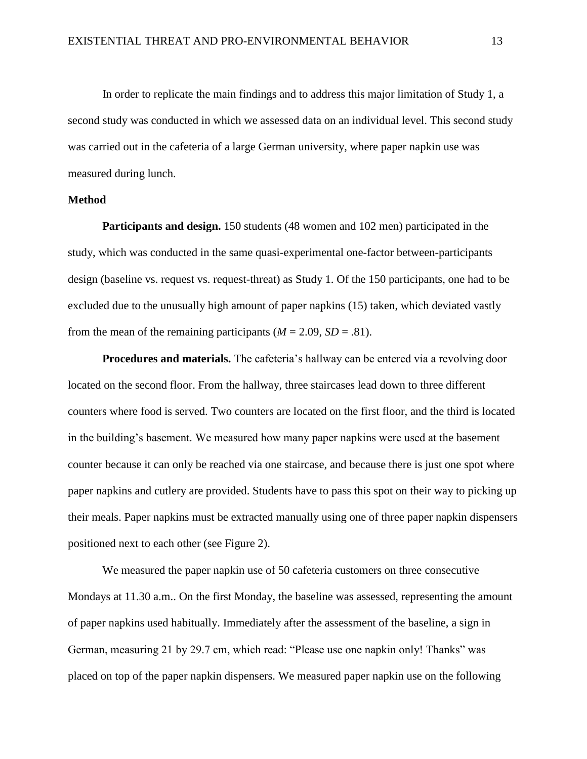In order to replicate the main findings and to address this major limitation of Study 1, a second study was conducted in which we assessed data on an individual level. This second study was carried out in the cafeteria of a large German university, where paper napkin use was measured during lunch.

**Method**

**Participants and design.** 150 students (48 women and 102 men) participated in the study, which was conducted in the same quasi-experimental one-factor between-participants design (baseline vs. request vs. request-threat) as Study 1. Of the 150 participants, one had to be excluded due to the unusually high amount of paper napkins (15) taken, which deviated vastly from the mean of the remaining participants ($M = 2.09$, $SD = .81$).

**Procedures and materials.** The cafeteria's hallway can be entered via a revolving door located on the second floor. From the hallway, three staircases lead down to three different counters where food is served. Two counters are located on the first floor, and the third is located in the building's basement. We measured how many paper napkins were used at the basement counter because it can only be reached via one staircase, and because there is just one spot where paper napkins and cutlery are provided. Students have to pass this spot on their way to picking up their meals. Paper napkins must be extracted manually using one of three paper napkin dispensers positioned next to each other (see Figure 2).

We measured the paper napkin use of 50 cafeteria customers on three consecutive Mondays at 11.30 a.m.. On the first Monday, the baseline was assessed, representing the amount of paper napkins used habitually. Immediately after the assessment of the baseline, a sign in German, measuring 21 by 29.7 cm, which read: "Please use one napkin only! Thanks" was placed on top of the paper napkin dispensers. We measured paper napkin use on the following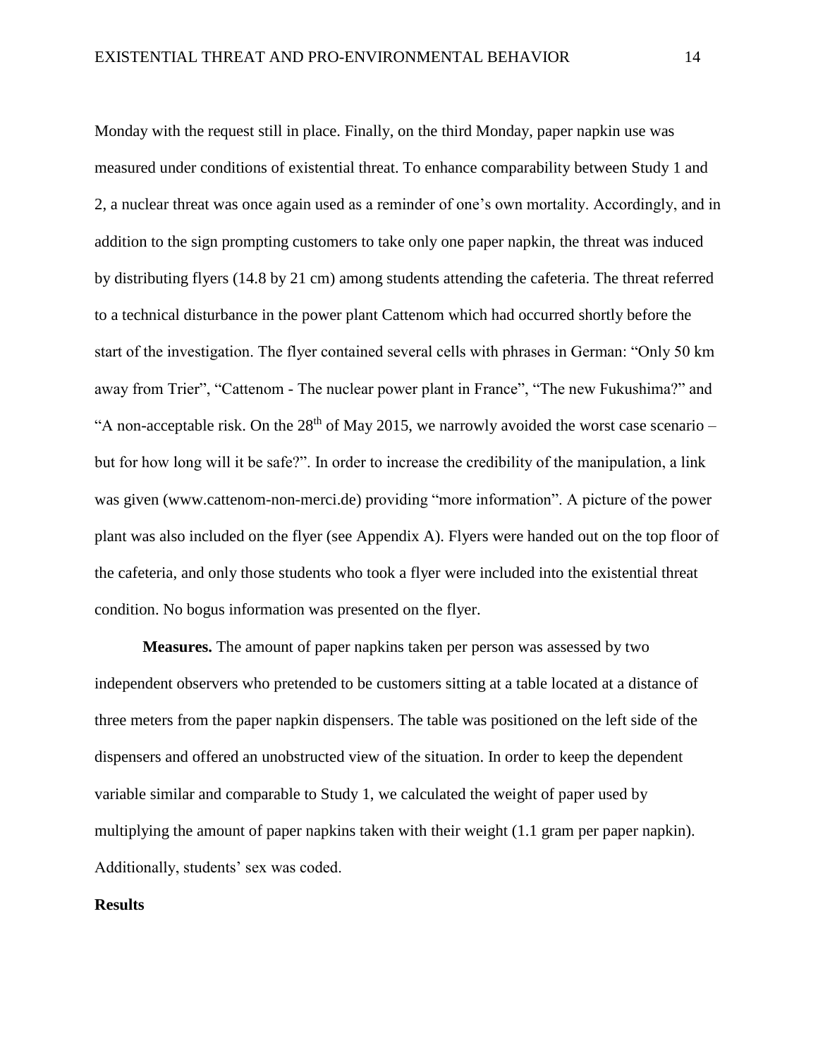Monday with the request still in place. Finally, on the third Monday, paper napkin use was measured under conditions of existential threat. To enhance comparability between Study 1 and 2, a nuclear threat was once again used as a reminder of one's own mortality. Accordingly, and in addition to the sign prompting customers to take only one paper napkin, the threat was induced by distributing flyers (14.8 by 21 cm) among students attending the cafeteria. The threat referred to a technical disturbance in the power plant Cattenom which had occurred shortly before the start of the investigation. The flyer contained several cells with phrases in German: "Only 50 km away from Trier", "Cattenom - The nuclear power plant in France", "The new Fukushima?" and "A non-acceptable risk. On the 28th of May 2015, we narrowly avoided the worst case scenario – but for how long will it be safe?". In order to increase the credibility of the manipulation, a link was given (www.cattenom-non-merci.de) providing "more information". A picture of the power plant was also included on the flyer (see Appendix A). Flyers were handed out on the top floor of the cafeteria, and only those students who took a flyer were included into the existential threat condition. No bogus information was presented on the flyer.

**Measures.** The amount of paper napkins taken per person was assessed by two independent observers who pretended to be customers sitting at a table located at a distance of three meters from the paper napkin dispensers. The table was positioned on the left side of the dispensers and offered an unobstructed view of the situation. In order to keep the dependent variable similar and comparable to Study 1, we calculated the weight of paper used by multiplying the amount of paper napkins taken with their weight (1.1 gram per paper napkin). Additionally, students' sex was coded.

## Results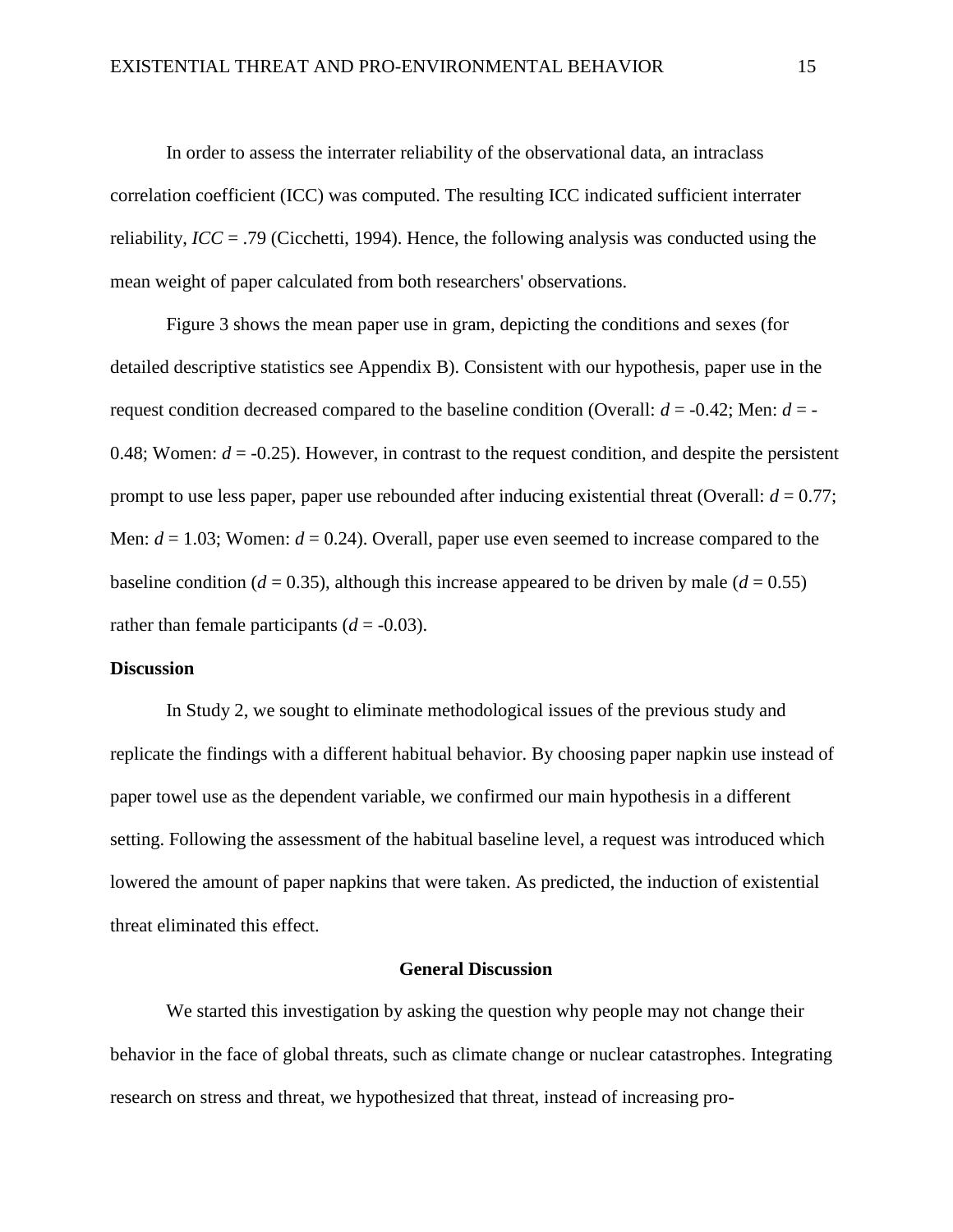In order to assess the interrater reliability of the observational data, an intraclass correlation coefficient (ICC) was computed. The resulting ICC indicated sufficient interrater reliability, $ICC = .79$ (Cicchetti, 1994). Hence, the following analysis was conducted using the mean weight of paper calculated from both researchers' observations.

Figure 3 shows the mean paper use in gram, depicting the conditions and sexes (for detailed descriptive statistics see Appendix B). Consistent with our hypothesis, paper use in the request condition decreased compared to the baseline condition (Overall: $d = -0.42$; Men: $d = -0.48$; Women: $d = -0.25$). However, in contrast to the request condition, and despite the persistent prompt to use less paper, paper use rebounded after inducing existential threat (Overall: $d = 0.77$; Men: $d = 1.03$; Women: $d = 0.24$). Overall, paper use even seemed to increase compared to the baseline condition ($d = 0.35$), although this increase appeared to be driven by male ($d = 0.55$) rather than female participants ($d = -0.03$).

**Discussion**

In Study 2, we sought to eliminate methodological issues of the previous study and replicate the findings with a different habitual behavior. By choosing paper napkin use instead of paper towel use as the dependent variable, we confirmed our main hypothesis in a different setting. Following the assessment of the habitual baseline level, a request was introduced which lowered the amount of paper napkins that were taken. As predicted, the induction of existential threat eliminated this effect.

## General Discussion

We started this investigation by asking the question why people may not change their behavior in the face of global threats, such as climate change or nuclear catastrophes. Integrating research on stress and threat, we hypothesized that threat, instead of increasing pro-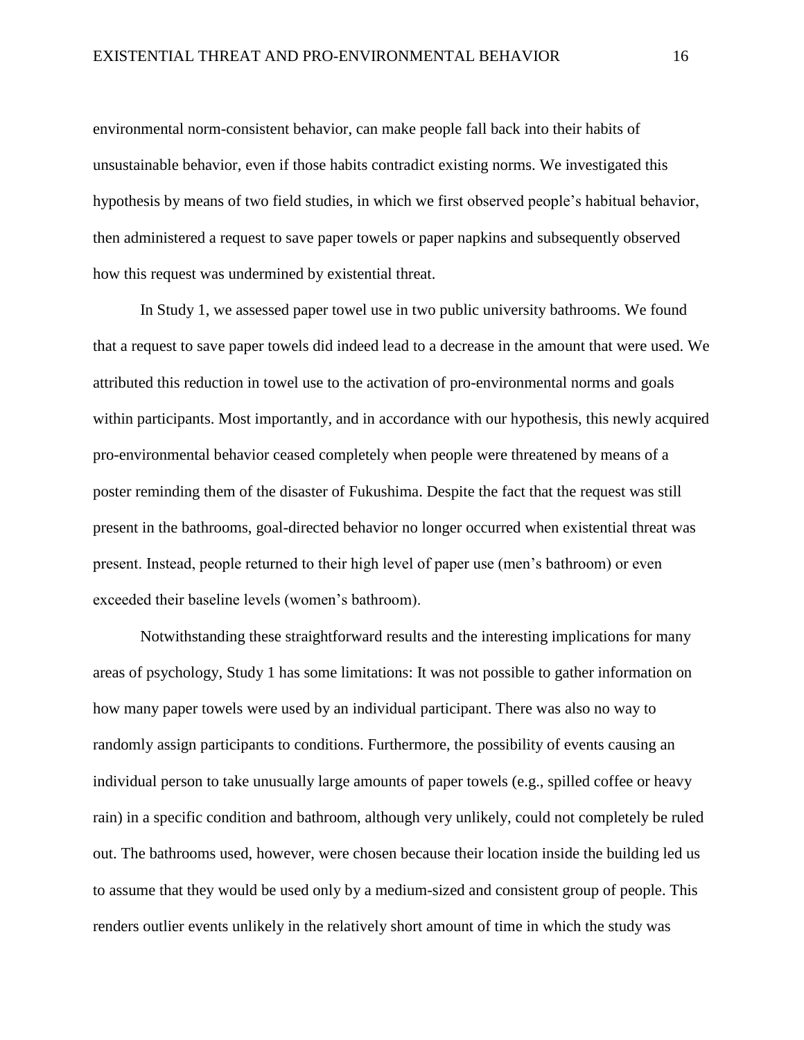environmental norm-consistent behavior, can make people fall back into their habits of unsustainable behavior, even if those habits contradict existing norms. We investigated this hypothesis by means of two field studies, in which we first observed people's habitual behavior, then administered a request to save paper towels or paper napkins and subsequently observed how this request was undermined by existential threat.

In Study 1, we assessed paper towel use in two public university bathrooms. We found that a request to save paper towels did indeed lead to a decrease in the amount that were used. We attributed this reduction in towel use to the activation of pro-environmental norms and goals within participants. Most importantly, and in accordance with our hypothesis, this newly acquired pro-environmental behavior ceased completely when people were threatened by means of a poster reminding them of the disaster of Fukushima. Despite the fact that the request was still present in the bathrooms, goal-directed behavior no longer occurred when existential threat was present. Instead, people returned to their high level of paper use (men's bathroom) or even exceeded their baseline levels (women's bathroom).

Notwithstanding these straightforward results and the interesting implications for many areas of psychology, Study 1 has some limitations: It was not possible to gather information on how many paper towels were used by an individual participant. There was also no way to randomly assign participants to conditions. Furthermore, the possibility of events causing an individual person to take unusually large amounts of paper towels (e.g., spilled coffee or heavy rain) in a specific condition and bathroom, although very unlikely, could not completely be ruled out. The bathrooms used, however, were chosen because their location inside the building led us to assume that they would be used only by a medium-sized and consistent group of people. This renders outlier events unlikely in the relatively short amount of time in which the study was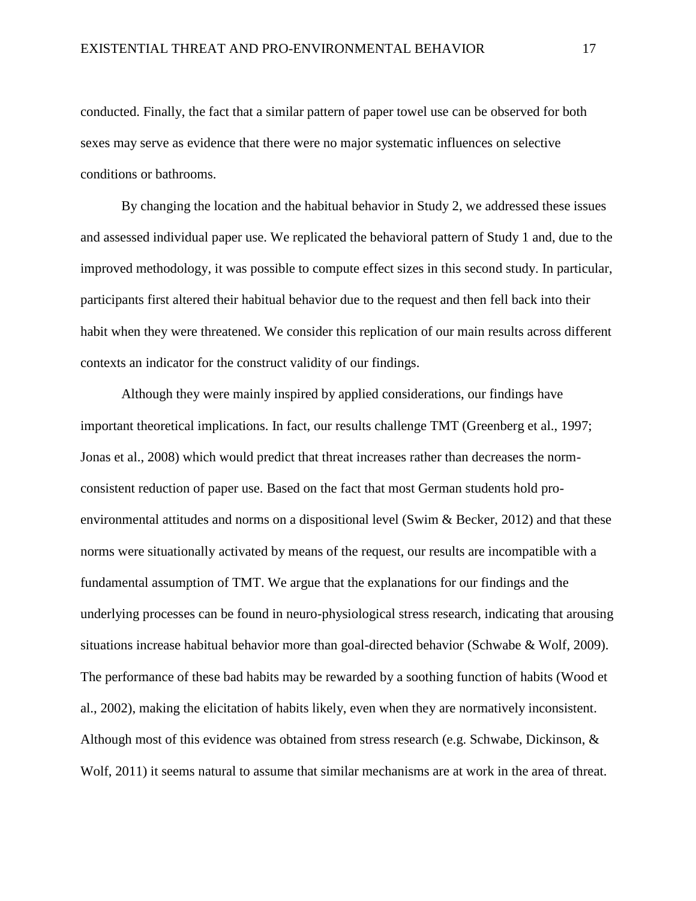conducted. Finally, the fact that a similar pattern of paper towel use can be observed for both sexes may serve as evidence that there were no major systematic influences on selective conditions or bathrooms.

By changing the location and the habitual behavior in Study 2, we addressed these issues and assessed individual paper use. We replicated the behavioral pattern of Study 1 and, due to the improved methodology, it was possible to compute effect sizes in this second study. In particular, participants first altered their habitual behavior due to the request and then fell back into their habit when they were threatened. We consider this replication of our main results across different contexts an indicator for the construct validity of our findings.

Although they were mainly inspired by applied considerations, our findings have important theoretical implications. In fact, our results challenge TMT (Greenberg et al., 1997; Jonas et al., 2008) which would predict that threat increases rather than decreases the norm-consistent reduction of paper use. Based on the fact that most German students hold pro-environmental attitudes and norms on a dispositional level (Swim & Becker, 2012) and that these norms were situationally activated by means of the request, our results are incompatible with a fundamental assumption of TMT. We argue that the explanations for our findings and the underlying processes can be found in neuro-physiological stress research, indicating that arousing situations increase habitual behavior more than goal-directed behavior (Schwabe & Wolf, 2009). The performance of these bad habits may be rewarded by a soothing function of habits (Wood et al., 2002), making the elicitation of habits likely, even when they are normatively inconsistent. Although most of this evidence was obtained from stress research (e.g. Schwabe, Dickinson, & Wolf, 2011) it seems natural to assume that similar mechanisms are at work in the area of threat.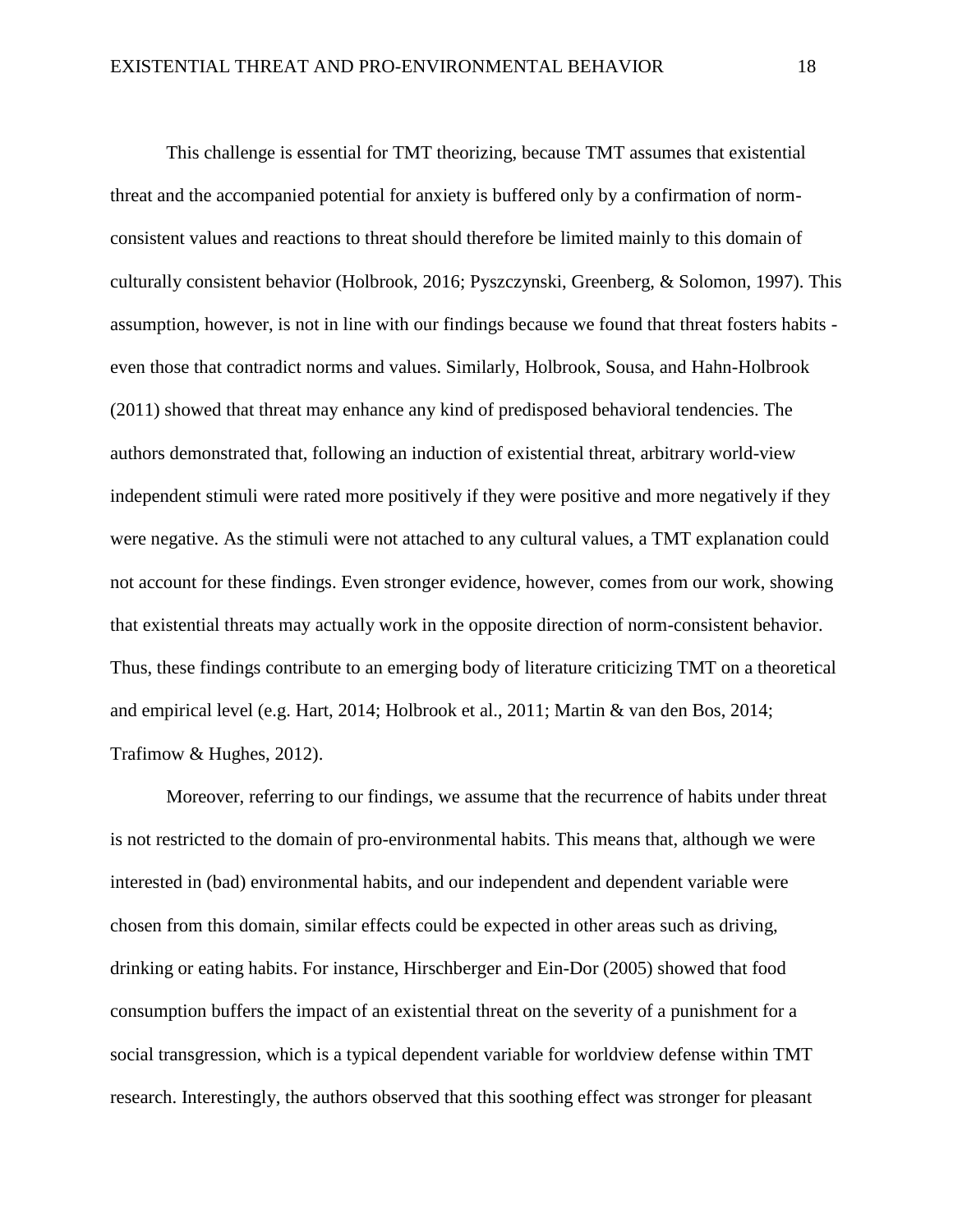This challenge is essential for TMT theorizing, because TMT assumes that existential threat and the accompanied potential for anxiety is buffered only by a confirmation of norm-consistent values and reactions to threat should therefore be limited mainly to this domain of culturally consistent behavior (Holbrook, 2016; Pyszczynski, Greenberg, & Solomon, 1997). This assumption, however, is not in line with our findings because we found that threat fosters habits - even those that contradict norms and values. Similarly, Holbrook, Sousa, and Hahn-Holbrook (2011) showed that threat may enhance any kind of predisposed behavioral tendencies. The authors demonstrated that, following an induction of existential threat, arbitrary world-view independent stimuli were rated more positively if they were positive and more negatively if they were negative. As the stimuli were not attached to any cultural values, a TMT explanation could not account for these findings. Even stronger evidence, however, comes from our work, showing that existential threats may actually work in the opposite direction of norm-consistent behavior. Thus, these findings contribute to an emerging body of literature criticizing TMT on a theoretical and empirical level (e.g. Hart, 2014; Holbrook et al., 2011; Martin & van den Bos, 2014; Trafimow & Hughes, 2012).

Moreover, referring to our findings, we assume that the recurrence of habits under threat is not restricted to the domain of pro-environmental habits. This means that, although we were interested in (bad) environmental habits, and our independent and dependent variable were chosen from this domain, similar effects could be expected in other areas such as driving, drinking or eating habits. For instance, Hirschberger and Ein-Dor (2005) showed that food consumption buffers the impact of an existential threat on the severity of a punishment for a social transgression, which is a typical dependent variable for worldview defense within TMT research. Interestingly, the authors observed that this soothing effect was stronger for pleasant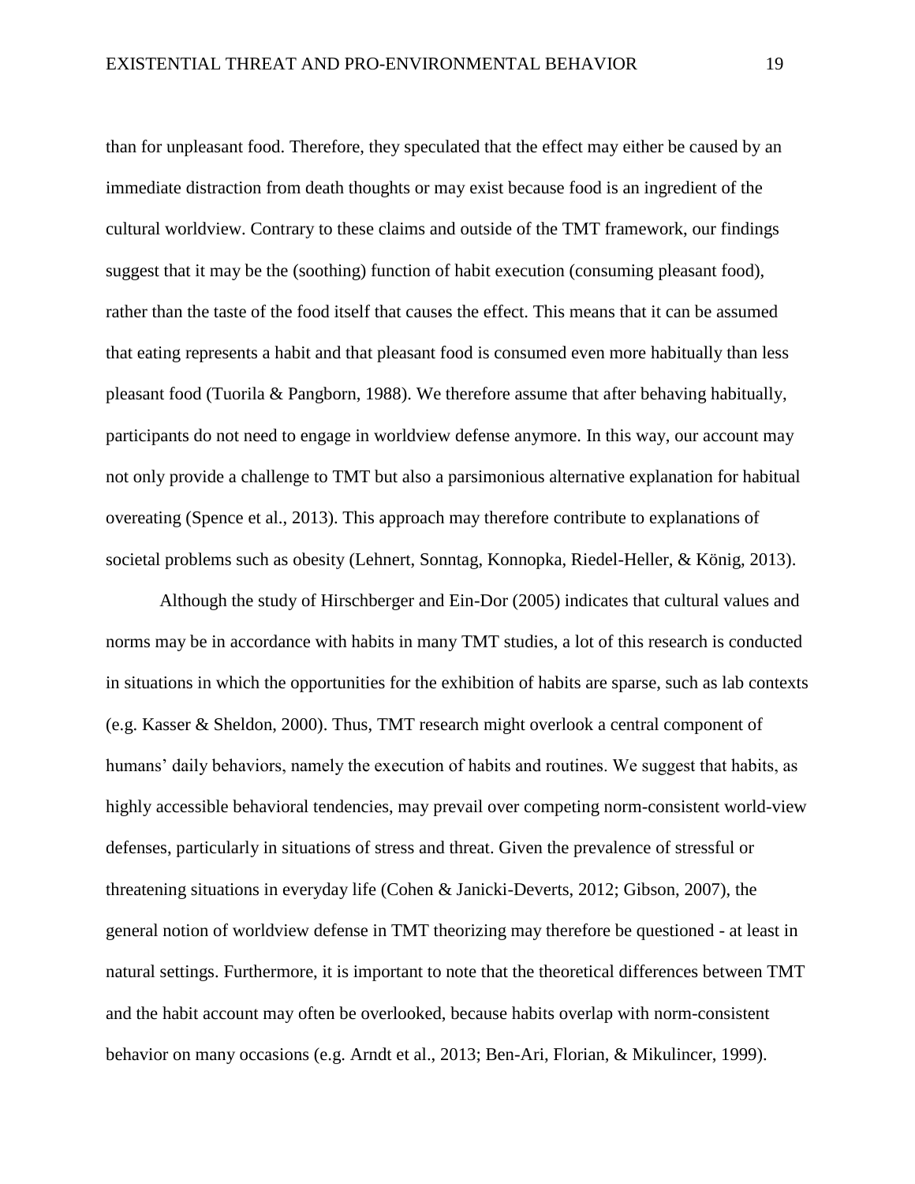than for unpleasant food. Therefore, they speculated that the effect may either be caused by an immediate distraction from death thoughts or may exist because food is an ingredient of the cultural worldview. Contrary to these claims and outside of the TMT framework, our findings suggest that it may be the (soothing) function of habit execution (consuming pleasant food), rather than the taste of the food itself that causes the effect. This means that it can be assumed that eating represents a habit and that pleasant food is consumed even more habitually than less pleasant food (Tuorila & Pangborn, 1988). We therefore assume that after behaving habitually, participants do not need to engage in worldview defense anymore. In this way, our account may not only provide a challenge to TMT but also a parsimonious alternative explanation for habitual overeating (Spence et al., 2013). This approach may therefore contribute to explanations of societal problems such as obesity (Lehnert, Sonntag, Konnopka, Riedel-Heller, & König, 2013).

Although the study of Hirschberger and Ein-Dor (2005) indicates that cultural values and norms may be in accordance with habits in many TMT studies, a lot of this research is conducted in situations in which the opportunities for the exhibition of habits are sparse, such as lab contexts (e.g. Kasser & Sheldon, 2000). Thus, TMT research might overlook a central component of humans' daily behaviors, namely the execution of habits and routines. We suggest that habits, as highly accessible behavioral tendencies, may prevail over competing norm-consistent world-view defenses, particularly in situations of stress and threat. Given the prevalence of stressful or threatening situations in everyday life (Cohen & Janicki-Deverts, 2012; Gibson, 2007), the general notion of worldview defense in TMT theorizing may therefore be questioned - at least in natural settings. Furthermore, it is important to note that the theoretical differences between TMT and the habit account may often be overlooked, because habits overlap with norm-consistent behavior on many occasions (e.g. Arndt et al., 2013; Ben-Ari, Florian, & Mikulincer, 1999).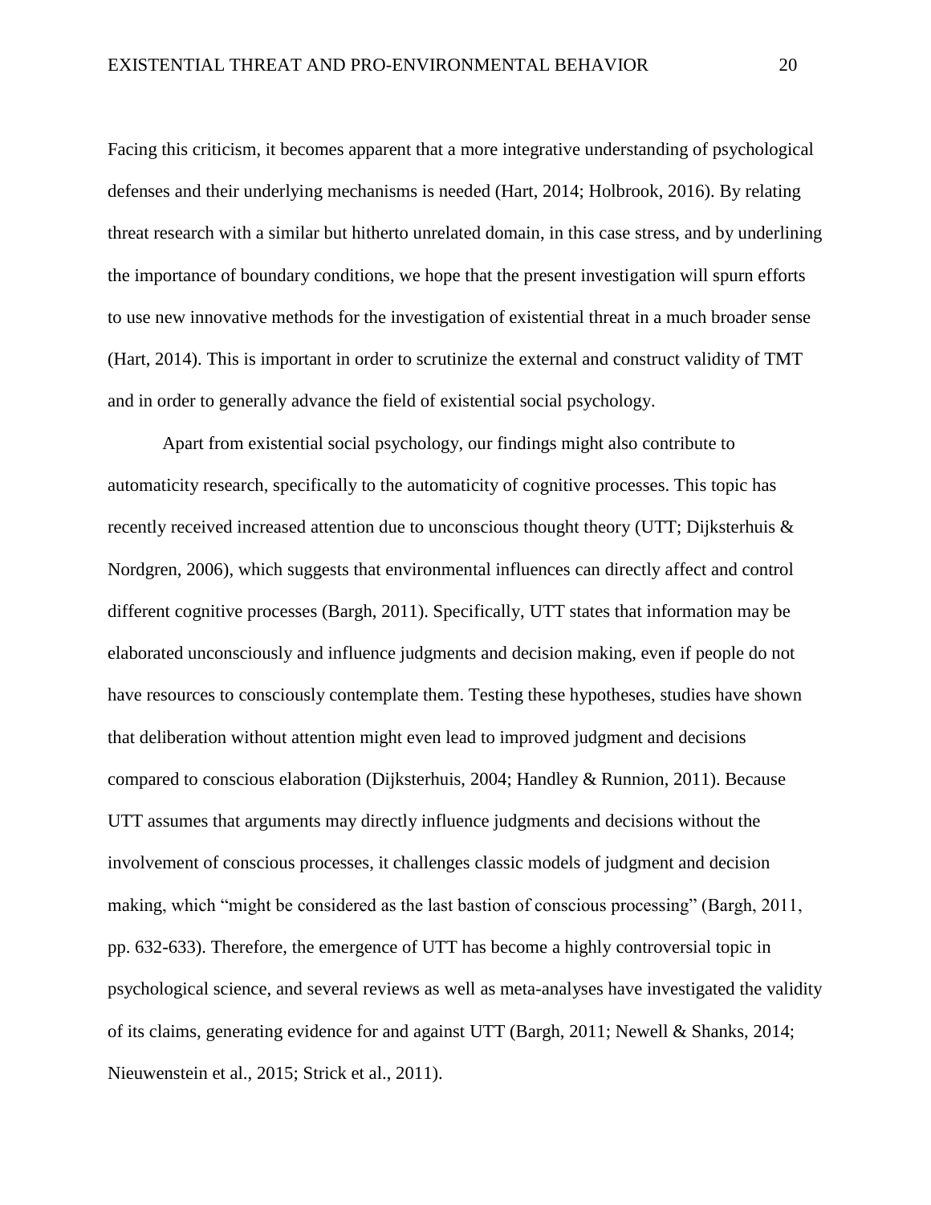Facing this criticism, it becomes apparent that a more integrative understanding of psychological defenses and their underlying mechanisms is needed (Hart, 2014; Holbrook, 2016). By relating threat research with a similar but hitherto unrelated domain, in this case stress, and by underlining the importance of boundary conditions, we hope that the present investigation will spurn efforts to use new innovative methods for the investigation of existential threat in a much broader sense (Hart, 2014). This is important in order to scrutinize the external and construct validity of TMT and in order to generally advance the field of existential social psychology.

Apart from existential social psychology, our findings might also contribute to automaticity research, specifically to the automaticity of cognitive processes. This topic has recently received increased attention due to unconscious thought theory (UTT; Dijksterhuis & Nordgren, 2006), which suggests that environmental influences can directly affect and control different cognitive processes (Bargh, 2011). Specifically, UTT states that information may be elaborated unconsciously and influence judgments and decision making, even if people do not have resources to consciously contemplate them. Testing these hypotheses, studies have shown that deliberation without attention might even lead to improved judgment and decisions compared to conscious elaboration (Dijksterhuis, 2004; Handley & Runnion, 2011). Because UTT assumes that arguments may directly influence judgments and decisions without the involvement of conscious processes, it challenges classic models of judgment and decision making, which "might be considered as the last bastion of conscious processing" (Bargh, 2011, pp. 632-633). Therefore, the emergence of UTT has become a highly controversial topic in psychological science, and several reviews as well as meta-analyses have investigated the validity of its claims, generating evidence for and against UTT (Bargh, 2011; Newell & Shanks, 2014; Nieuwenstein et al., 2015; Strick et al., 2011).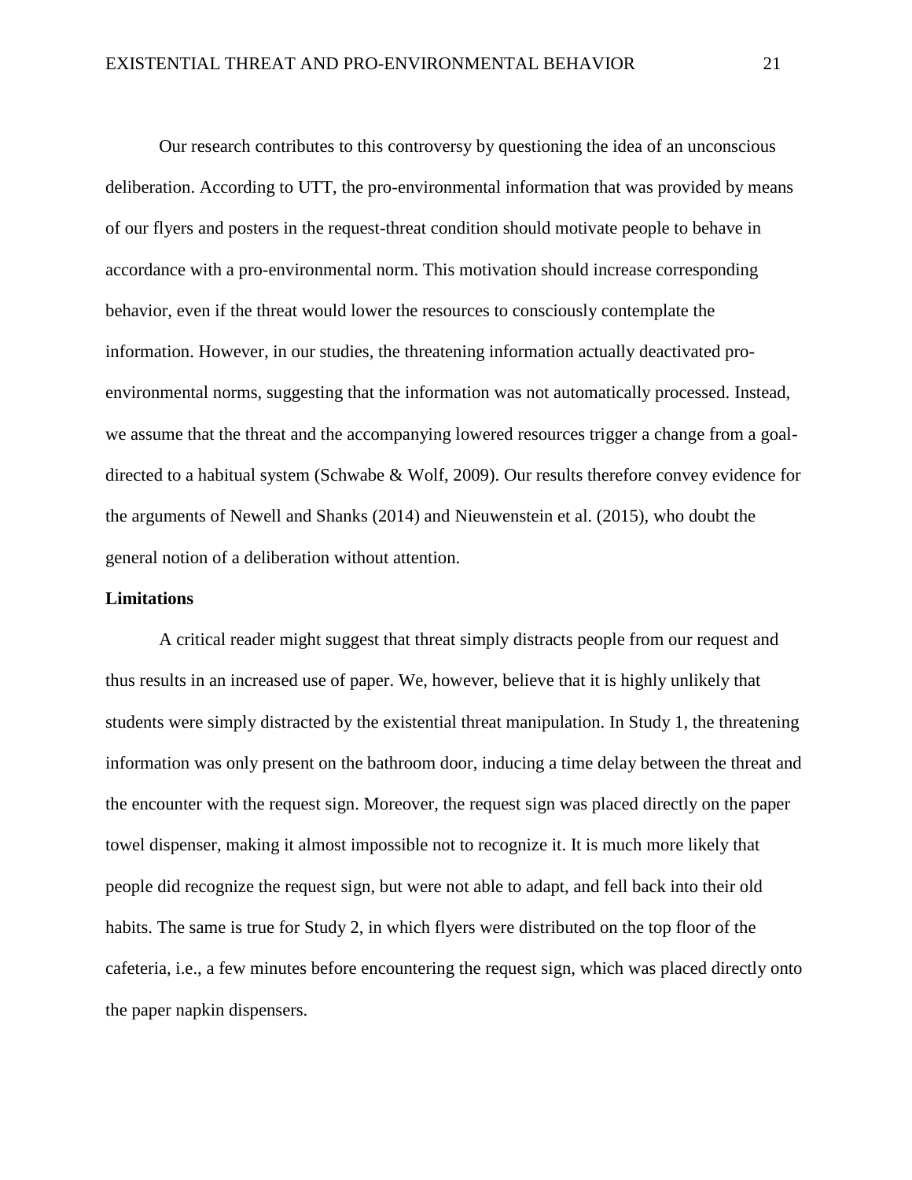Our research contributes to this controversy by questioning the idea of an unconscious deliberation. According to UTT, the pro-environmental information that was provided by means of our flyers and posters in the request-threat condition should motivate people to behave in accordance with a pro-environmental norm. This motivation should increase corresponding behavior, even if the threat would lower the resources to consciously contemplate the information. However, in our studies, the threatening information actually deactivated pro-environmental norms, suggesting that the information was not automatically processed. Instead, we assume that the threat and the accompanying lowered resources trigger a change from a goal-directed to a habitual system (Schwabe & Wolf, 2009). Our results therefore convey evidence for the arguments of Newell and Shanks (2014) and Nieuwenstein et al. (2015), who doubt the general notion of a deliberation without attention.

**Limitations**

A critical reader might suggest that threat simply distracts people from our request and thus results in an increased use of paper. We, however, believe that it is highly unlikely that students were simply distracted by the existential threat manipulation. In Study 1, the threatening information was only present on the bathroom door, inducing a time delay between the threat and the encounter with the request sign. Moreover, the request sign was placed directly on the paper towel dispenser, making it almost impossible not to recognize it. It is much more likely that people did recognize the request sign, but were not able to adapt, and fell back into their old habits. The same is true for Study 2, in which flyers were distributed on the top floor of the cafeteria, i.e., a few minutes before encountering the request sign, which was placed directly onto the paper napkin dispensers.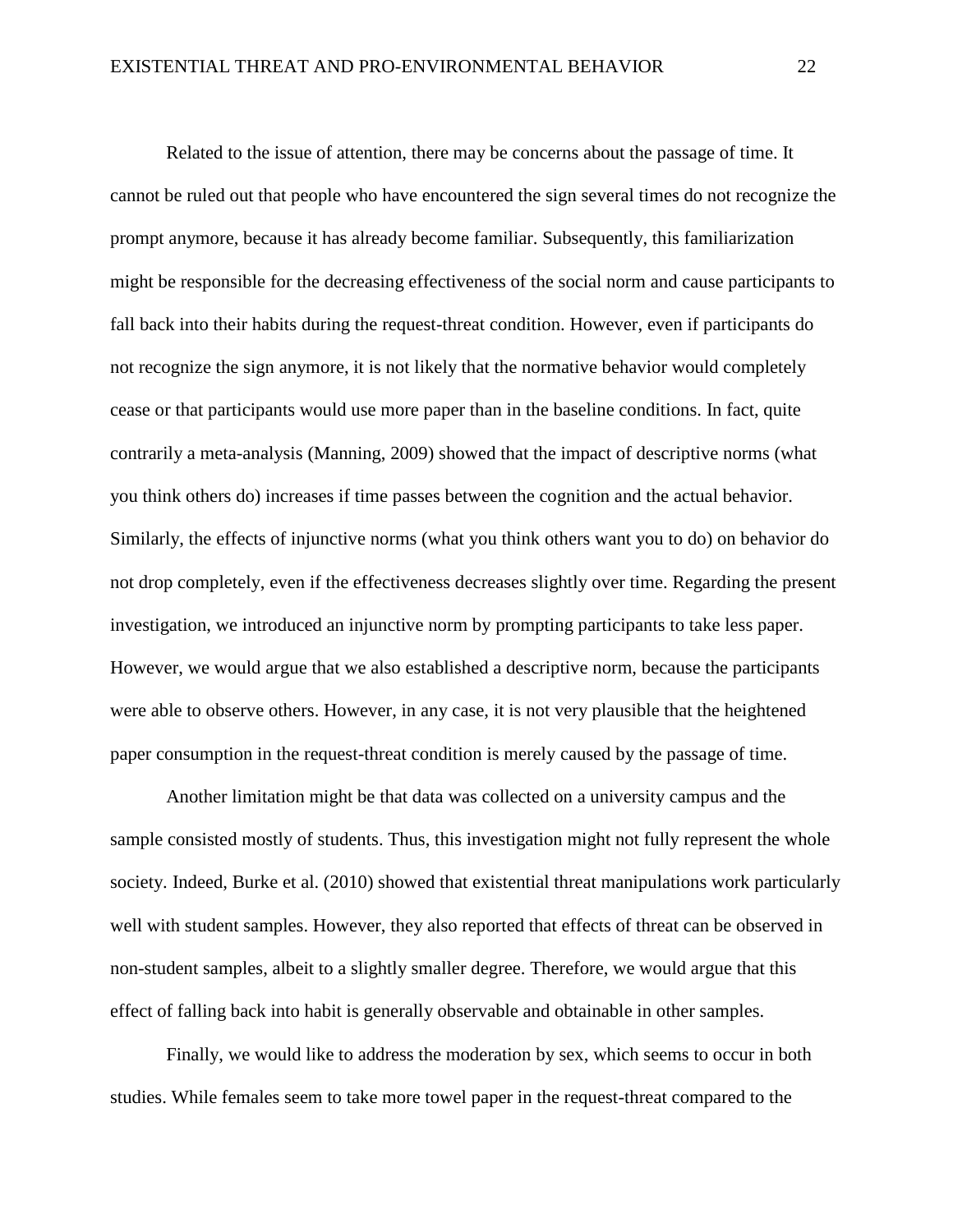Related to the issue of attention, there may be concerns about the passage of time. It cannot be ruled out that people who have encountered the sign several times do not recognize the prompt anymore, because it has already become familiar. Subsequently, this familiarization might be responsible for the decreasing effectiveness of the social norm and cause participants to fall back into their habits during the request-threat condition. However, even if participants do not recognize the sign anymore, it is not likely that the normative behavior would completely cease or that participants would use more paper than in the baseline conditions. In fact, quite contrarily a meta-analysis (Manning, 2009) showed that the impact of descriptive norms (what you think others do) increases if time passes between the cognition and the actual behavior. Similarly, the effects of injunctive norms (what you think others want you to do) on behavior do not drop completely, even if the effectiveness decreases slightly over time. Regarding the present investigation, we introduced an injunctive norm by prompting participants to take less paper. However, we would argue that we also established a descriptive norm, because the participants were able to observe others. However, in any case, it is not very plausible that the heightened paper consumption in the request-threat condition is merely caused by the passage of time.

Another limitation might be that data was collected on a university campus and the sample consisted mostly of students. Thus, this investigation might not fully represent the whole society. Indeed, Burke et al. (2010) showed that existential threat manipulations work particularly well with student samples. However, they also reported that effects of threat can be observed in non-student samples, albeit to a slightly smaller degree. Therefore, we would argue that this effect of falling back into habit is generally observable and obtainable in other samples.

Finally, we would like to address the moderation by sex, which seems to occur in both studies. While females seem to take more towel paper in the request-threat compared to the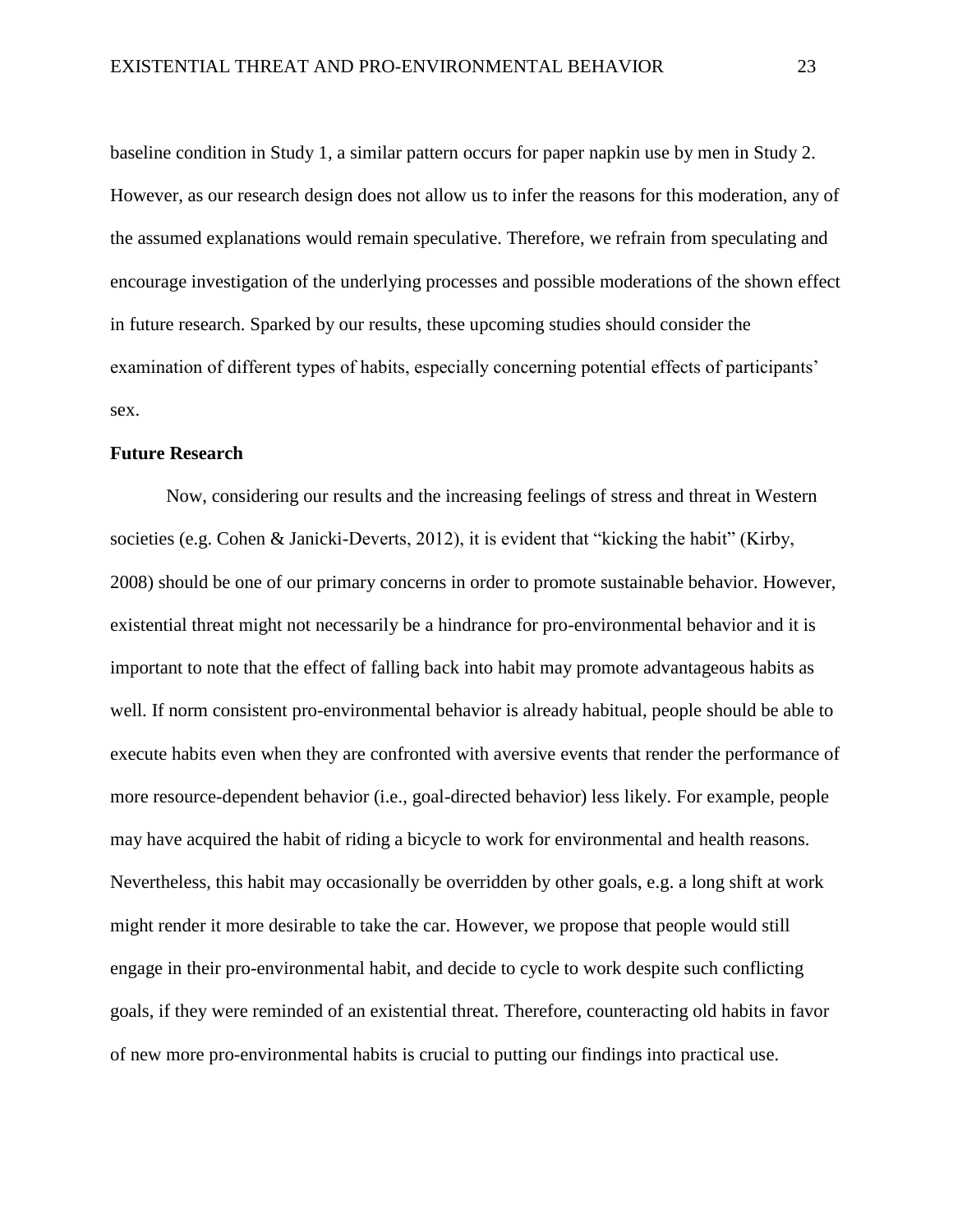baseline condition in Study 1, a similar pattern occurs for paper napkin use by men in Study 2. However, as our research design does not allow us to infer the reasons for this moderation, any of the assumed explanations would remain speculative. Therefore, we refrain from speculating and encourage investigation of the underlying processes and possible moderations of the shown effect in future research. Sparked by our results, these upcoming studies should consider the examination of different types of habits, especially concerning potential effects of participants' sex.

**Future Research**

Now, considering our results and the increasing feelings of stress and threat in Western societies (e.g. Cohen & Janicki-Deverts, 2012), it is evident that "kicking the habit" (Kirby, 2008) should be one of our primary concerns in order to promote sustainable behavior. However, existential threat might not necessarily be a hindrance for pro-environmental behavior and it is important to note that the effect of falling back into habit may promote advantageous habits as well. If norm consistent pro-environmental behavior is already habitual, people should be able to execute habits even when they are confronted with aversive events that render the performance of more resource-dependent behavior (i.e., goal-directed behavior) less likely. For example, people may have acquired the habit of riding a bicycle to work for environmental and health reasons. Nevertheless, this habit may occasionally be overridden by other goals, e.g. a long shift at work might render it more desirable to take the car. However, we propose that people would still engage in their pro-environmental habit, and decide to cycle to work despite such conflicting goals, if they were reminded of an existential threat. Therefore, counteracting old habits in favor of new more pro-environmental habits is crucial to putting our findings into practical use.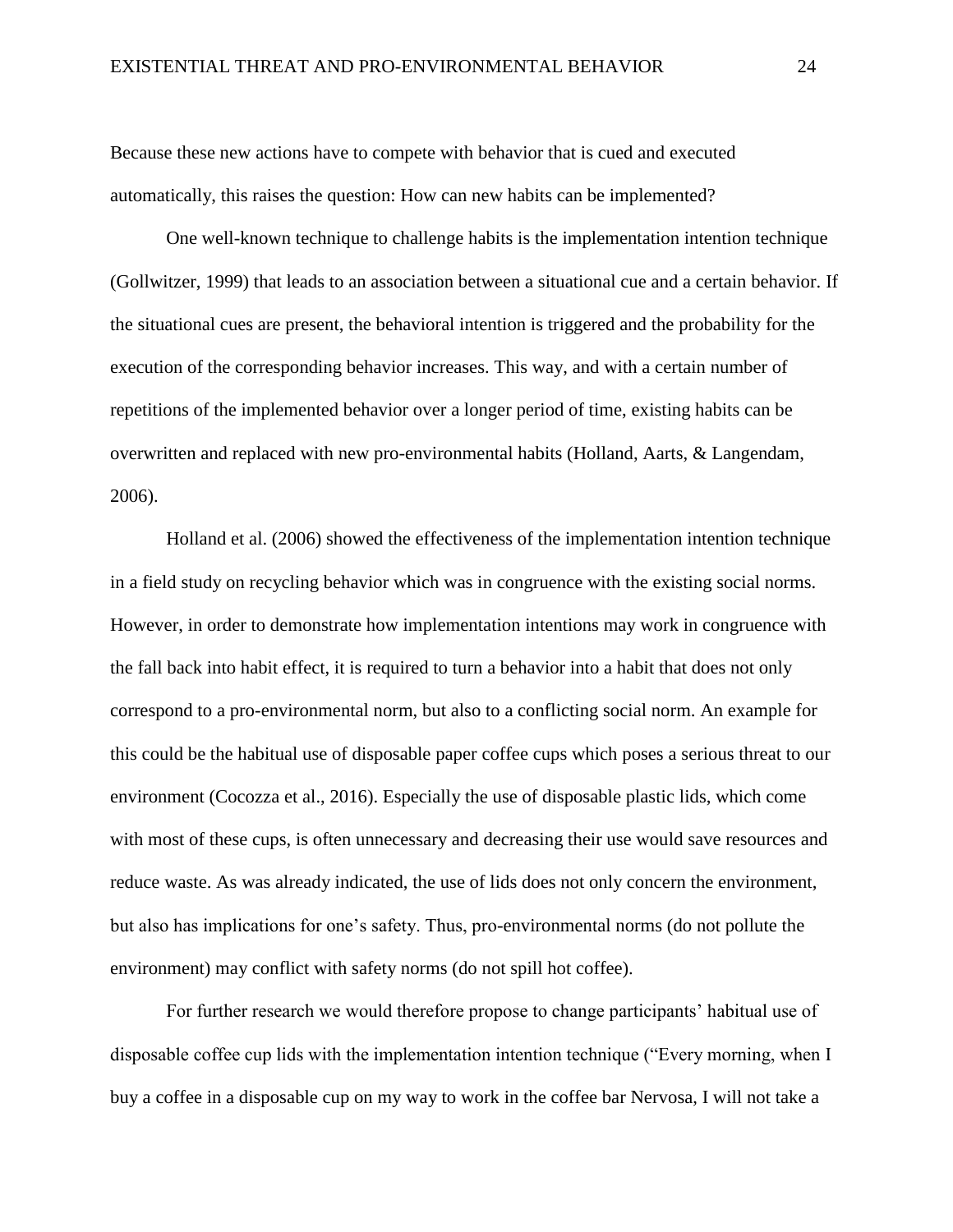Because these new actions have to compete with behavior that is cued and executed automatically, this raises the question: How can new habits can be implemented?

One well-known technique to challenge habits is the implementation intention technique (Gollwitzer, 1999) that leads to an association between a situational cue and a certain behavior. If the situational cues are present, the behavioral intention is triggered and the probability for the execution of the corresponding behavior increases. This way, and with a certain number of repetitions of the implemented behavior over a longer period of time, existing habits can be overwritten and replaced with new pro-environmental habits (Holland, Aarts, & Langendam, 2006).

Holland et al. (2006) showed the effectiveness of the implementation intention technique in a field study on recycling behavior which was in congruence with the existing social norms. However, in order to demonstrate how implementation intentions may work in congruence with the fall back into habit effect, it is required to turn a behavior into a habit that does not only correspond to a pro-environmental norm, but also to a conflicting social norm. An example for this could be the habitual use of disposable paper coffee cups which poses a serious threat to our environment (Cocozza et al., 2016). Especially the use of disposable plastic lids, which come with most of these cups, is often unnecessary and decreasing their use would save resources and reduce waste. As was already indicated, the use of lids does not only concern the environment, but also has implications for one's safety. Thus, pro-environmental norms (do not pollute the environment) may conflict with safety norms (do not spill hot coffee).

For further research we would therefore propose to change participants' habitual use of disposable coffee cup lids with the implementation intention technique ("Every morning, when I buy a coffee in a disposable cup on my way to work in the coffee bar Nervosa, I will not take a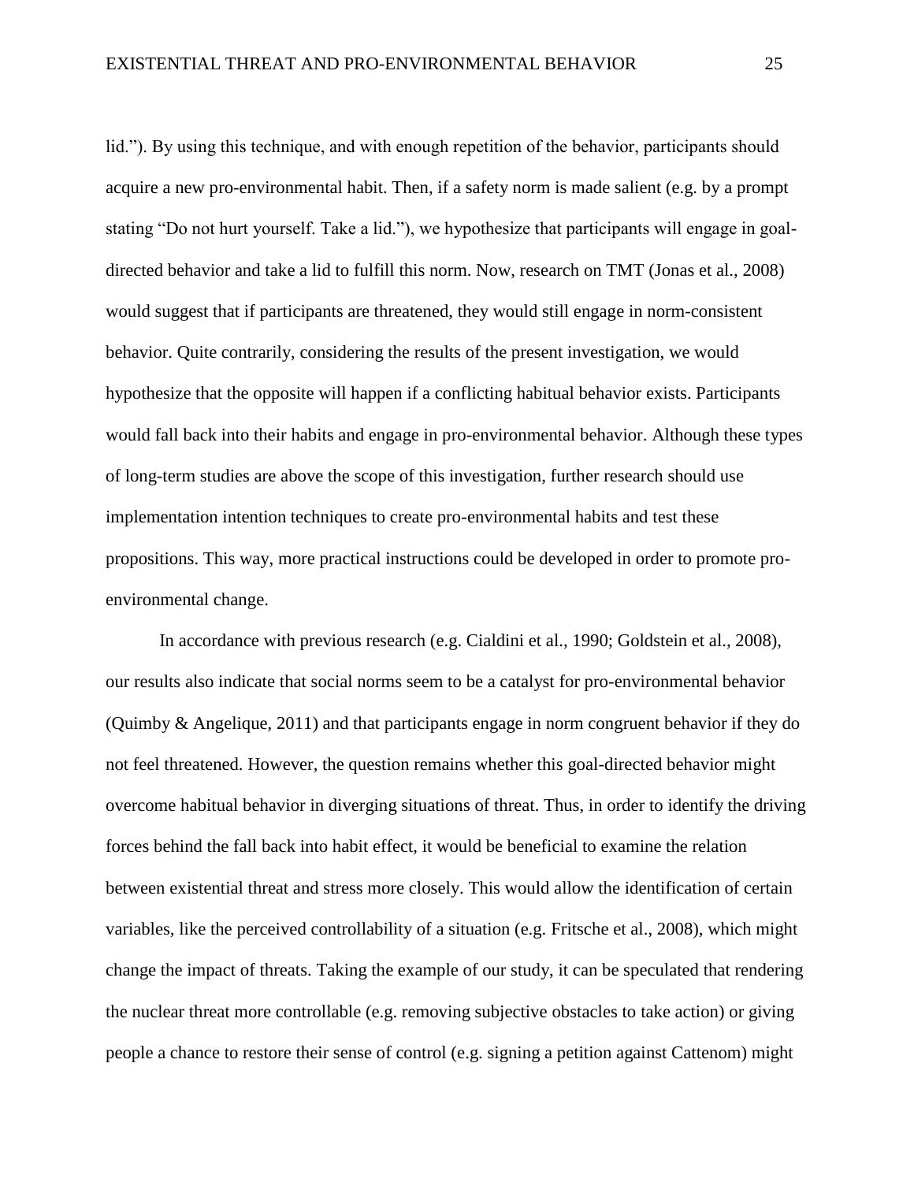lid."). By using this technique, and with enough repetition of the behavior, participants should acquire a new pro-environmental habit. Then, if a safety norm is made salient (e.g. by a prompt stating "Do not hurt yourself. Take a lid."), we hypothesize that participants will engage in goal-directed behavior and take a lid to fulfill this norm. Now, research on TMT (Jonas et al., 2008) would suggest that if participants are threatened, they would still engage in norm-consistent behavior. Quite contrarily, considering the results of the present investigation, we would hypothesize that the opposite will happen if a conflicting habitual behavior exists. Participants would fall back into their habits and engage in pro-environmental behavior. Although these types of long-term studies are above the scope of this investigation, further research should use implementation intention techniques to create pro-environmental habits and test these propositions. This way, more practical instructions could be developed in order to promote pro-environmental change.

In accordance with previous research (e.g. Cialdini et al., 1990; Goldstein et al., 2008), our results also indicate that social norms seem to be a catalyst for pro-environmental behavior (Quimby & Angelique, 2011) and that participants engage in norm congruent behavior if they do not feel threatened. However, the question remains whether this goal-directed behavior might overcome habitual behavior in diverging situations of threat. Thus, in order to identify the driving forces behind the fall back into habit effect, it would be beneficial to examine the relation between existential threat and stress more closely. This would allow the identification of certain variables, like the perceived controllability of a situation (e.g. Fritsche et al., 2008), which might change the impact of threats. Taking the example of our study, it can be speculated that rendering the nuclear threat more controllable (e.g. removing subjective obstacles to take action) or giving people a chance to restore their sense of control (e.g. signing a petition against Cattenom) might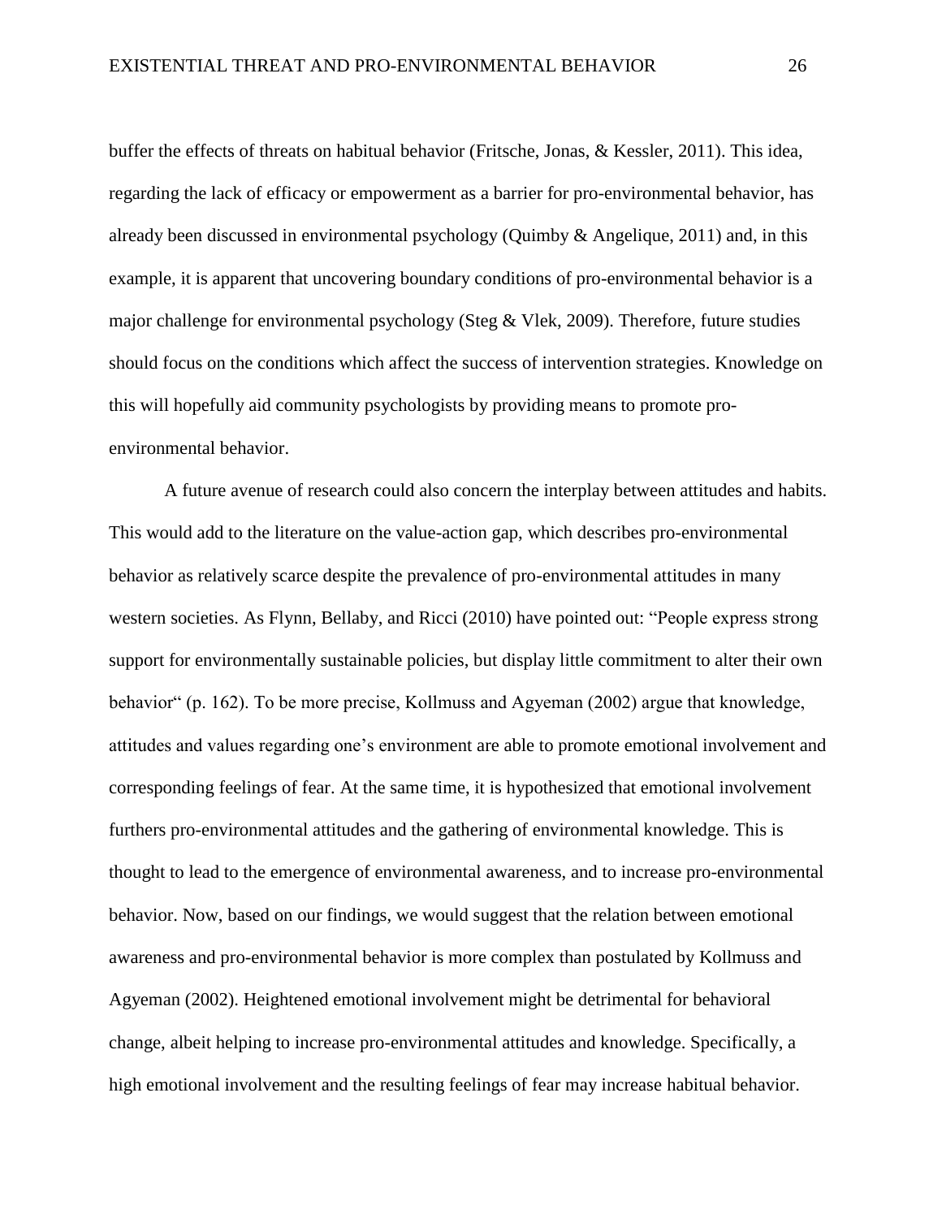buffer the effects of threats on habitual behavior (Fritsche, Jonas, & Kessler, 2011). This idea, regarding the lack of efficacy or empowerment as a barrier for pro-environmental behavior, has already been discussed in environmental psychology (Quimby & Angelique, 2011) and, in this example, it is apparent that uncovering boundary conditions of pro-environmental behavior is a major challenge for environmental psychology (Steg & Vlek, 2009). Therefore, future studies should focus on the conditions which affect the success of intervention strategies. Knowledge on this will hopefully aid community psychologists by providing means to promote pro-environmental behavior.

A future avenue of research could also concern the interplay between attitudes and habits. This would add to the literature on the value-action gap, which describes pro-environmental behavior as relatively scarce despite the prevalence of pro-environmental attitudes in many western societies. As Flynn, Bellaby, and Ricci (2010) have pointed out: "People express strong support for environmentally sustainable policies, but display little commitment to alter their own behavior" (p. 162). To be more precise, Kollmuss and Agyeman (2002) argue that knowledge, attitudes and values regarding one's environment are able to promote emotional involvement and corresponding feelings of fear. At the same time, it is hypothesized that emotional involvement furthers pro-environmental attitudes and the gathering of environmental knowledge. This is thought to lead to the emergence of environmental awareness, and to increase pro-environmental behavior. Now, based on our findings, we would suggest that the relation between emotional awareness and pro-environmental behavior is more complex than postulated by Kollmuss and Agyeman (2002). Heightened emotional involvement might be detrimental for behavioral change, albeit helping to increase pro-environmental attitudes and knowledge. Specifically, a high emotional involvement and the resulting feelings of fear may increase habitual behavior.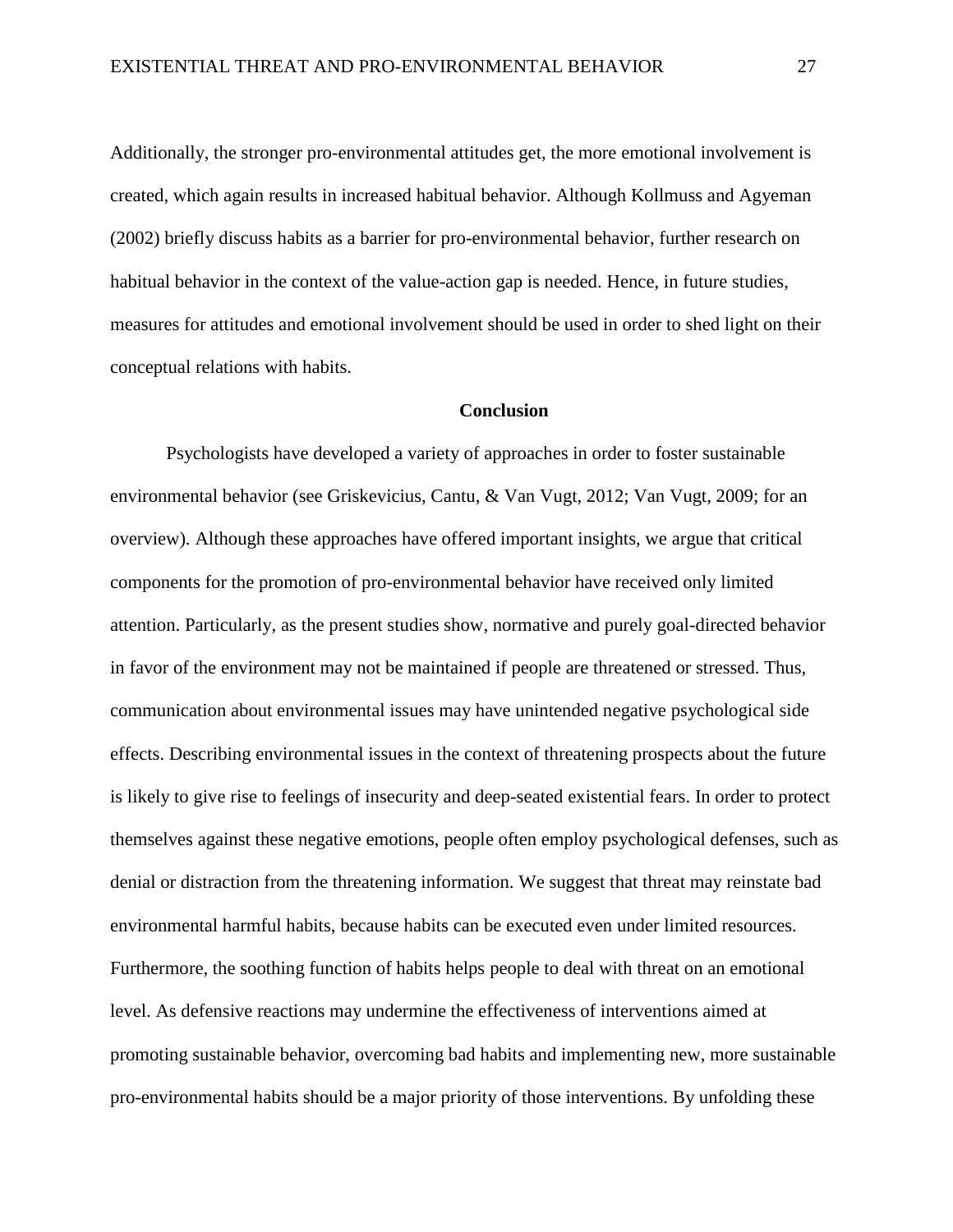Additionally, the stronger pro-environmental attitudes get, the more emotional involvement is created, which again results in increased habitual behavior. Although Kollmuss and Agyeman (2002) briefly discuss habits as a barrier for pro-environmental behavior, further research on habitual behavior in the context of the value-action gap is needed. Hence, in future studies, measures for attitudes and emotional involvement should be used in order to shed light on their conceptual relations with habits.

## Conclusion

Psychologists have developed a variety of approaches in order to foster sustainable environmental behavior (see Griskevicius, Cantu, & Van Vugt, 2012; Van Vugt, 2009; for an overview). Although these approaches have offered important insights, we argue that critical components for the promotion of pro-environmental behavior have received only limited attention. Particularly, as the present studies show, normative and purely goal-directed behavior in favor of the environment may not be maintained if people are threatened or stressed. Thus, communication about environmental issues may have unintended negative psychological side effects. Describing environmental issues in the context of threatening prospects about the future is likely to give rise to feelings of insecurity and deep-seated existential fears. In order to protect themselves against these negative emotions, people often employ psychological defenses, such as denial or distraction from the threatening information. We suggest that threat may reinstate bad environmental harmful habits, because habits can be executed even under limited resources. Furthermore, the soothing function of habits helps people to deal with threat on an emotional level. As defensive reactions may undermine the effectiveness of interventions aimed at promoting sustainable behavior, overcoming bad habits and implementing new, more sustainable pro-environmental habits should be a major priority of those interventions. By unfolding these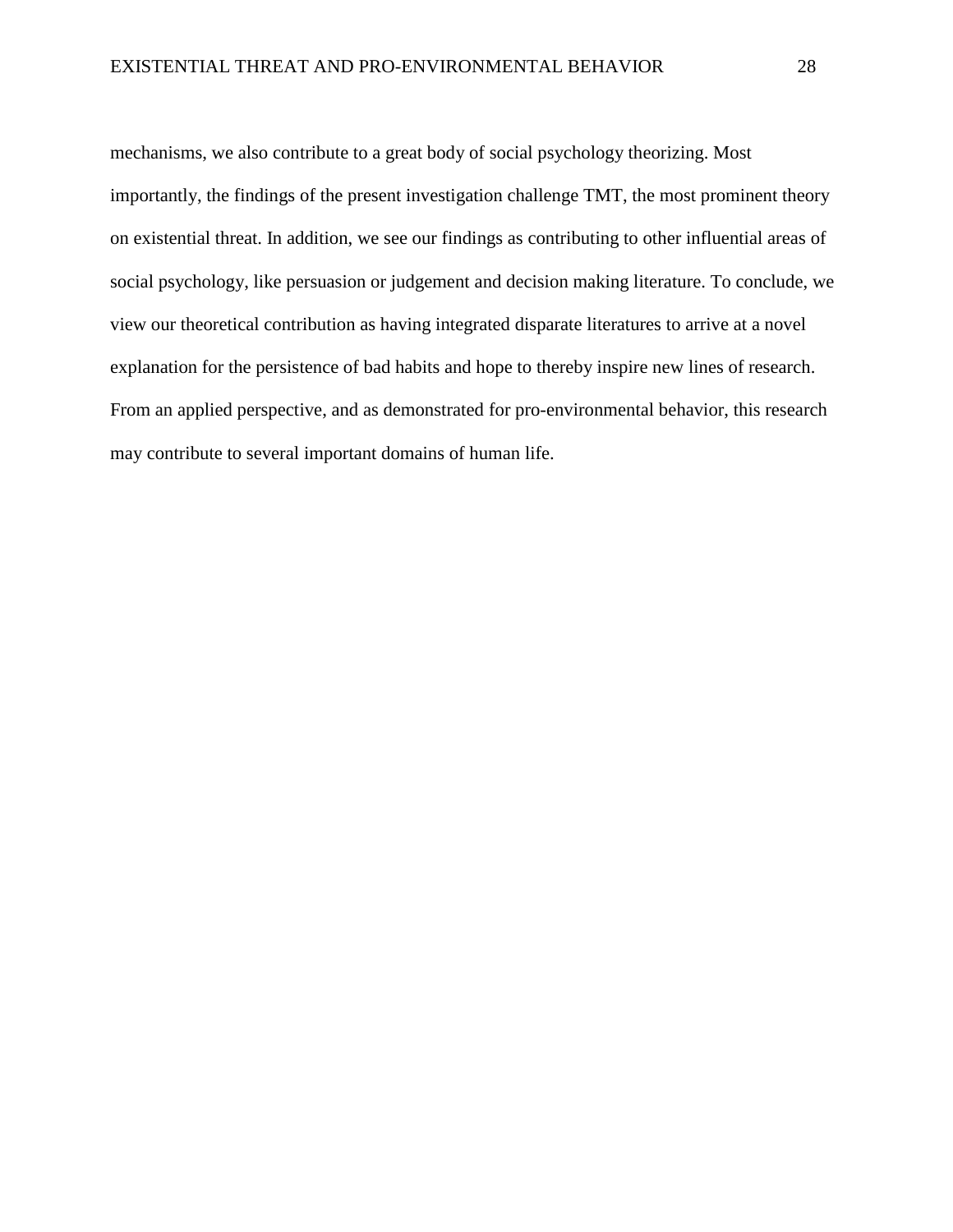mechanisms, we also contribute to a great body of social psychology theorizing. Most importantly, the findings of the present investigation challenge TMT, the most prominent theory on existential threat. In addition, we see our findings as contributing to other influential areas of social psychology, like persuasion or judgement and decision making literature. To conclude, we view our theoretical contribution as having integrated disparate literatures to arrive at a novel explanation for the persistence of bad habits and hope to thereby inspire new lines of research. From an applied perspective, and as demonstrated for pro-environmental behavior, this research may contribute to several important domains of human life.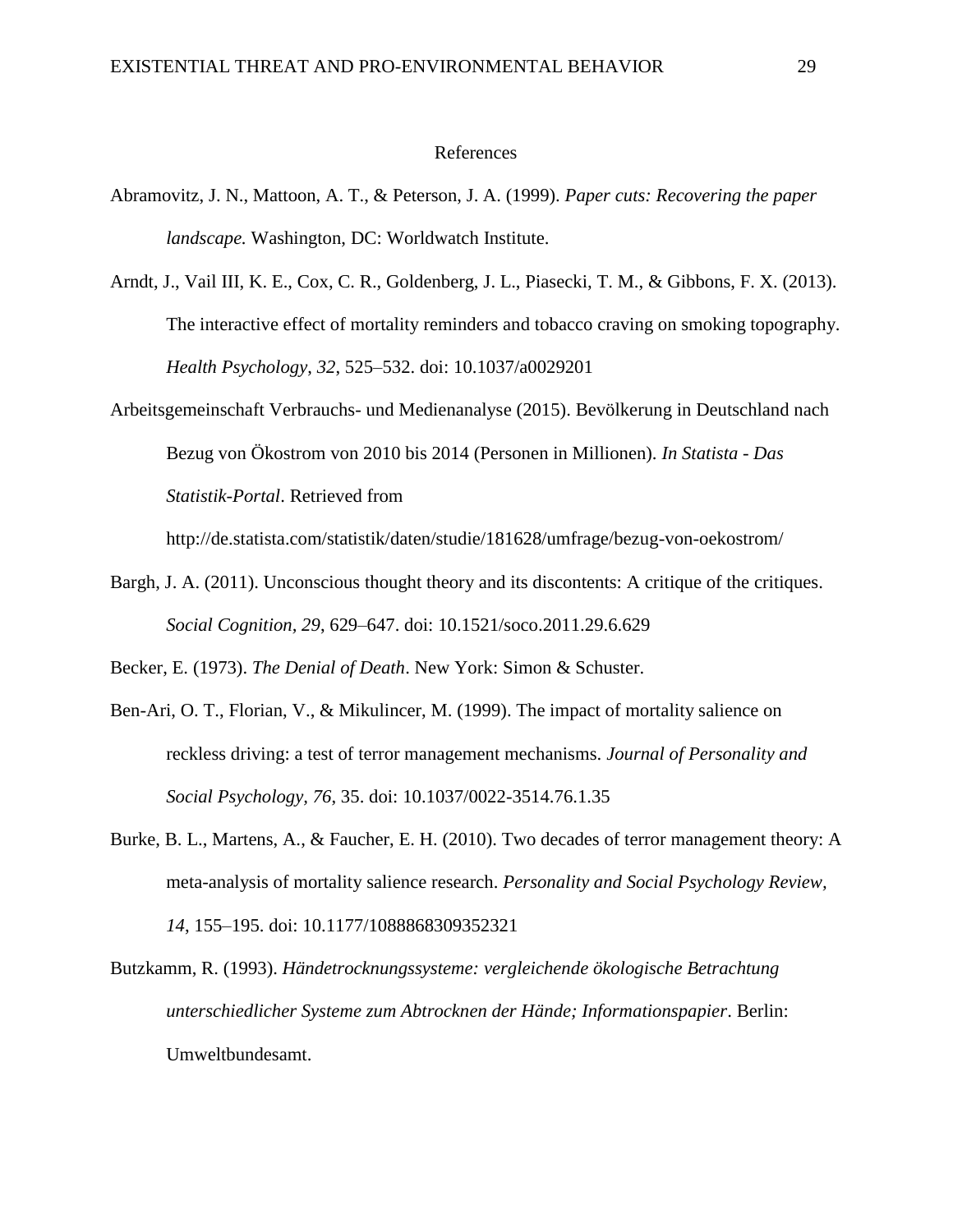# References

Abramovitz, J. N., Mattoon, A. T., & Peterson, J. A. (1999). *Paper cuts: Recovering the paper landscape.* Washington, DC: Worldwatch Institute.

Arndt, J., Vail III, K. E., Cox, C. R., Goldenberg, J. L., Piasecki, T. M., & Gibbons, F. X. (2013). The interactive effect of mortality reminders and tobacco craving on smoking topography. *Health Psychology*, *32*, 525–532. doi: 10.1037/a0029201

Arbeitsgemeinschaft Verbrauchs- und Medienanalyse (2015). Bevölkerung in Deutschland nach Bezug von Ökostrom von 2010 bis 2014 (Personen in Millionen). *In Statista - Das Statistik-Portal*. Retrieved from http://de.statista.com/statistik/daten/studie/181628/umfrage/bezug-von-oekostrom/

Bargh, J. A. (2011). Unconscious thought theory and its discontents: A critique of the critiques. *Social Cognition, 29*, 629–647. doi: 10.1521/soco.2011.29.6.629

Becker, E. (1973). *The Denial of Death*. New York: Simon & Schuster.

Ben-Ari, O. T., Florian, V., & Mikulincer, M. (1999). The impact of mortality salience on reckless driving: a test of terror management mechanisms. *Journal of Personality and Social Psychology, 76,* 35. doi: 10.1037/0022-3514.76.1.35

Burke, B. L., Martens, A., & Faucher, E. H. (2010). Two decades of terror management theory: A meta-analysis of mortality salience research. *Personality and Social Psychology Review*, *14*, 155–195. doi: 10.1177/1088868309352321

Butzkamm, R. (1993). *Händetrocknungssysteme: vergleichende ökologische Betrachtung unterschiedlicher Systeme zum Abtrocknen der Hände; Informationspapier*. Berlin: Umweltbundesamt.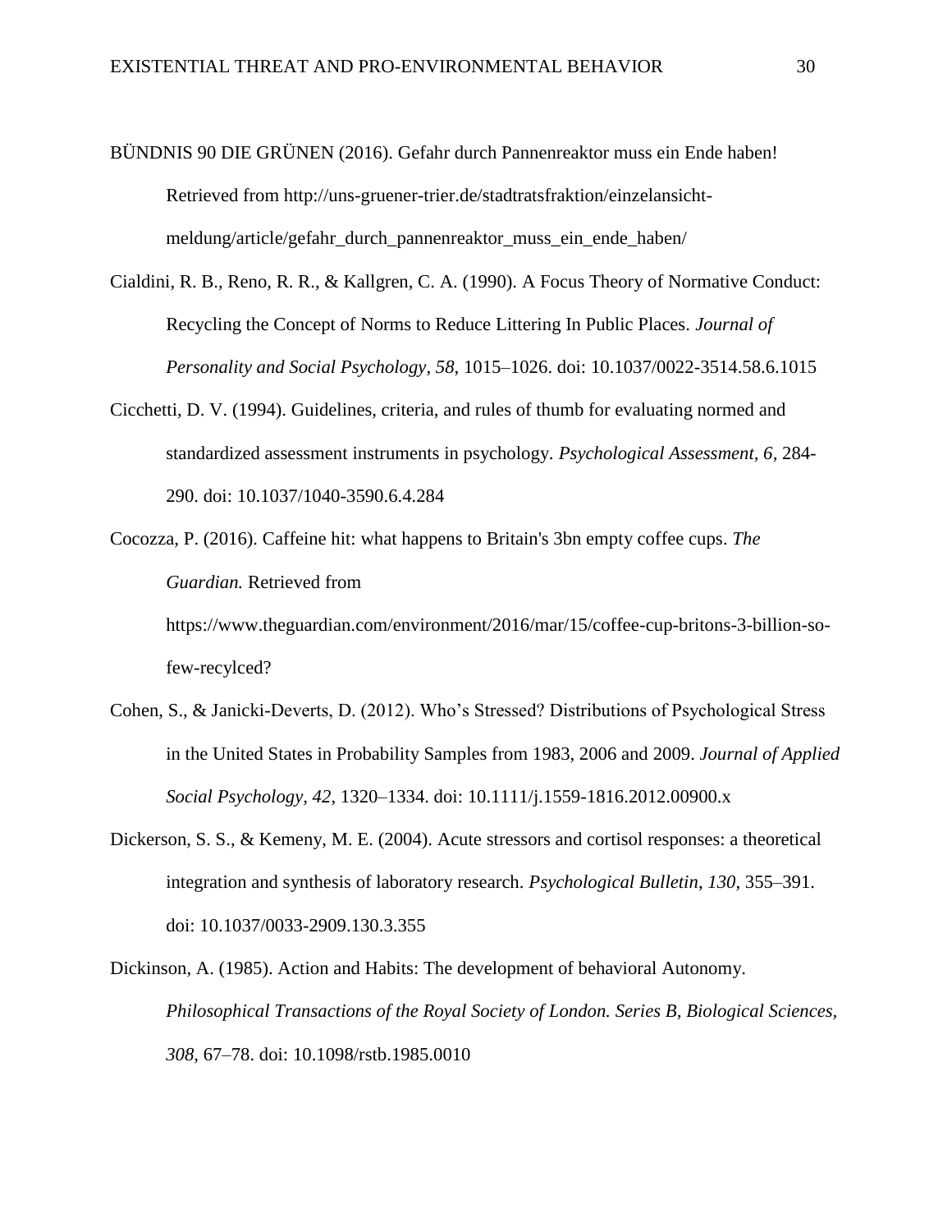BÜNDNIS 90 DIE GRÜNEN (2016). Gefahr durch Pannenreaktor muss ein Ende haben! Retrieved from http://uns-gruener-trier.de/stadtratsfraktion/einzelansicht-meldung/article/gefahr_durch_pannenreaktor_muss_ein_ende_haben/

Cialdini, R. B., Reno, R. R., & Kallgren, C. A. (1990). A Focus Theory of Normative Conduct: Recycling the Concept of Norms to Reduce Littering In Public Places. *Journal of Personality and Social Psychology*, *58*, 1015–1026. doi: 10.1037/0022-3514.58.6.1015

Cicchetti, D. V. (1994). Guidelines, criteria, and rules of thumb for evaluating normed and standardized assessment instruments in psychology. *Psychological Assessment, 6,* 284-290. doi: 10.1037/1040-3590.6.4.284

Cocozza, P. (2016). Caffeine hit: what happens to Britain's 3bn empty coffee cups. *The Guardian.* Retrieved from https://www.theguardian.com/environment/2016/mar/15/coffee-cup-britons-3-billion-so-few-recylced?

Cohen, S., & Janicki-Deverts, D. (2012). Who's Stressed? Distributions of Psychological Stress in the United States in Probability Samples from 1983, 2006 and 2009. *Journal of Applied Social Psychology, 42,* 1320–1334. doi: 10.1111/j.1559-1816.2012.00900.x

Dickerson, S. S., & Kemeny, M. E. (2004). Acute stressors and cortisol responses: a theoretical integration and synthesis of laboratory research. *Psychological Bulletin*, *130*, 355–391. doi: 10.1037/0033-2909.130.3.355

Dickinson, A. (1985). Action and Habits: The development of behavioral Autonomy. *Philosophical Transactions of the Royal Society of London. Series B, Biological Sciences, 308*, 67–78. doi: 10.1098/rstb.1985.0010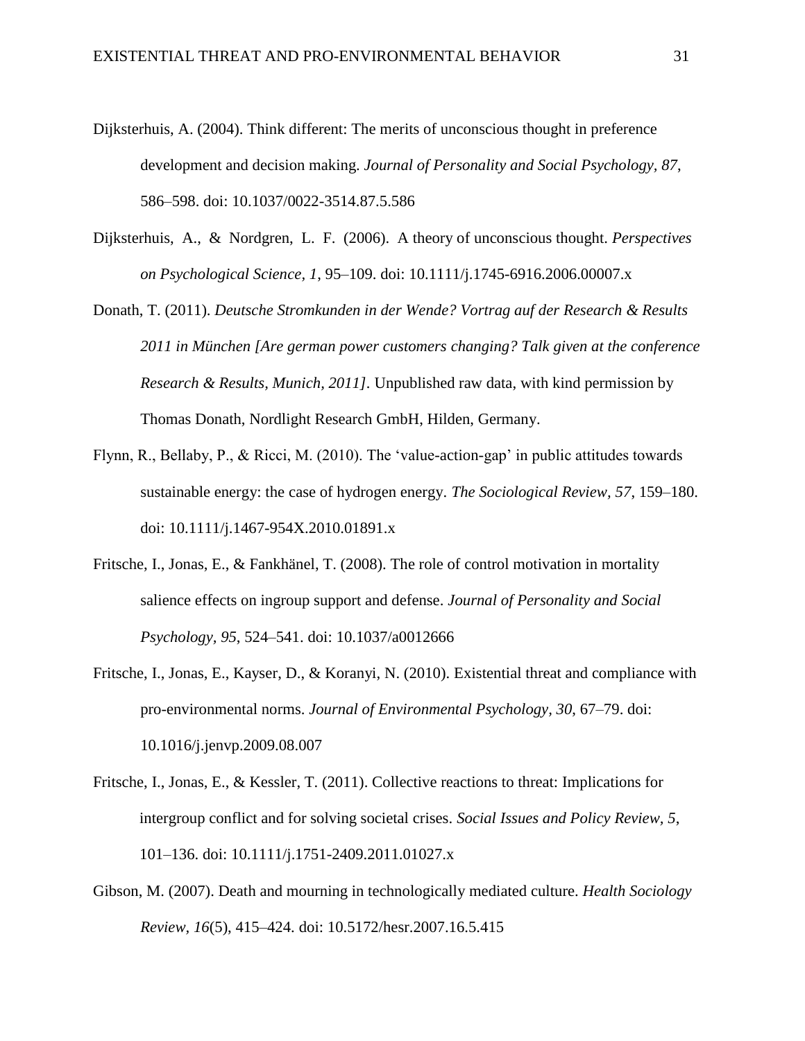Dijksterhuis, A. (2004). Think different: The merits of unconscious thought in preference development and decision making. *Journal of Personality and Social Psychology, 87*, 586–598. doi: 10.1037/0022-3514.87.5.586

Dijksterhuis, A., & Nordgren, L. F. (2006). A theory of unconscious thought. *Perspectives on Psychological Science, 1*, 95–109. doi: 10.1111/j.1745-6916.2006.00007.x

Donath, T. (2011). *Deutsche Stromkunden in der Wende? Vortrag auf der Research & Results 2011 in München [Are german power customers changing? Talk given at the conference Research & Results, Munich, 2011]*. Unpublished raw data, with kind permission by Thomas Donath, Nordlight Research GmbH, Hilden, Germany.

Flynn, R., Bellaby, P., & Ricci, M. (2010). The 'value-action-gap' in public attitudes towards sustainable energy: the case of hydrogen energy. *The Sociological Review, 57*, 159–180. doi: 10.1111/j.1467-954X.2010.01891.x

Fritsche, I., Jonas, E., & Fankhänel, T. (2008). The role of control motivation in mortality salience effects on ingroup support and defense. *Journal of Personality and Social Psychology, 95*, 524–541. doi: 10.1037/a0012666

Fritsche, I., Jonas, E., Kayser, D., & Koranyi, N. (2010). Existential threat and compliance with pro-environmental norms. *Journal of Environmental Psychology, 30*, 67–79. doi: 10.1016/j.jenvp.2009.08.007

Fritsche, I., Jonas, E., & Kessler, T. (2011). Collective reactions to threat: Implications for intergroup conflict and for solving societal crises. *Social Issues and Policy Review, 5*, 101–136. doi: 10.1111/j.1751-2409.2011.01027.x

Gibson, M. (2007). Death and mourning in technologically mediated culture. *Health Sociology Review, 16*(5), 415–424. doi: 10.5172/hesr.2007.16.5.415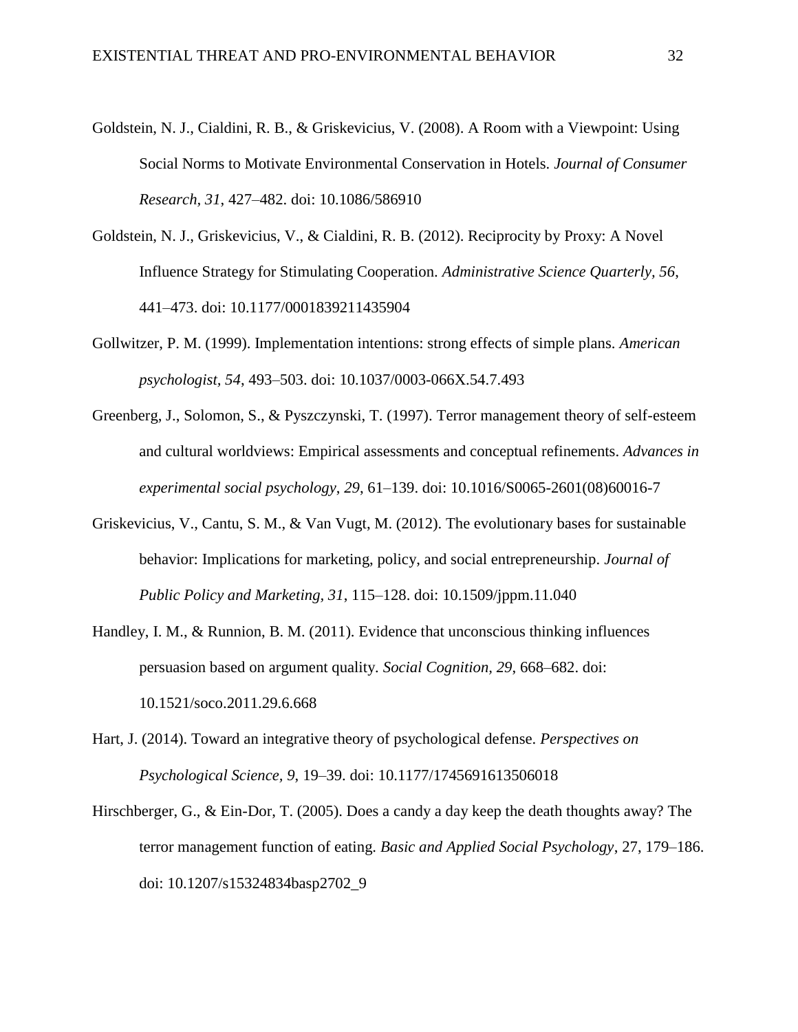Goldstein, N. J., Cialdini, R. B., & Griskevicius, V. (2008). A Room with a Viewpoint: Using Social Norms to Motivate Environmental Conservation in Hotels. *Journal of Consumer Research, 31*, 427–482. doi: 10.1086/586910

Goldstein, N. J., Griskevicius, V., & Cialdini, R. B. (2012). Reciprocity by Proxy: A Novel Influence Strategy for Stimulating Cooperation. *Administrative Science Quarterly, 56*, 441–473. doi: 10.1177/0001839211435904

Gollwitzer, P. M. (1999). Implementation intentions: strong effects of simple plans. *American psychologist, 54*, 493–503. doi: 10.1037/0003-066X.54.7.493

Greenberg, J., Solomon, S., & Pyszczynski, T. (1997). Terror management theory of self-esteem and cultural worldviews: Empirical assessments and conceptual refinements. *Advances in experimental social psychology*, *29*, 61–139. doi: 10.1016/S0065-2601(08)60016-7

Griskevicius, V., Cantu, S. M., & Van Vugt, M. (2012). The evolutionary bases for sustainable behavior: Implications for marketing, policy, and social entrepreneurship. *Journal of Public Policy and Marketing, 31*, 115–128. doi: 10.1509/jppm.11.040

Handley, I. M., & Runnion, B. M. (2011). Evidence that unconscious thinking influences persuasion based on argument quality. *Social Cognition, 29*, 668–682. doi: 10.1521/soco.2011.29.6.668

Hart, J. (2014). Toward an integrative theory of psychological defense. *Perspectives on Psychological Science, 9*, 19–39. doi: 10.1177/1745691613506018

Hirschberger, G., & Ein-Dor, T. (2005). Does a candy a day keep the death thoughts away? The terror management function of eating. *Basic and Applied Social Psychology*, 27, 179–186. doi: 10.1207/s15324834basp2702_9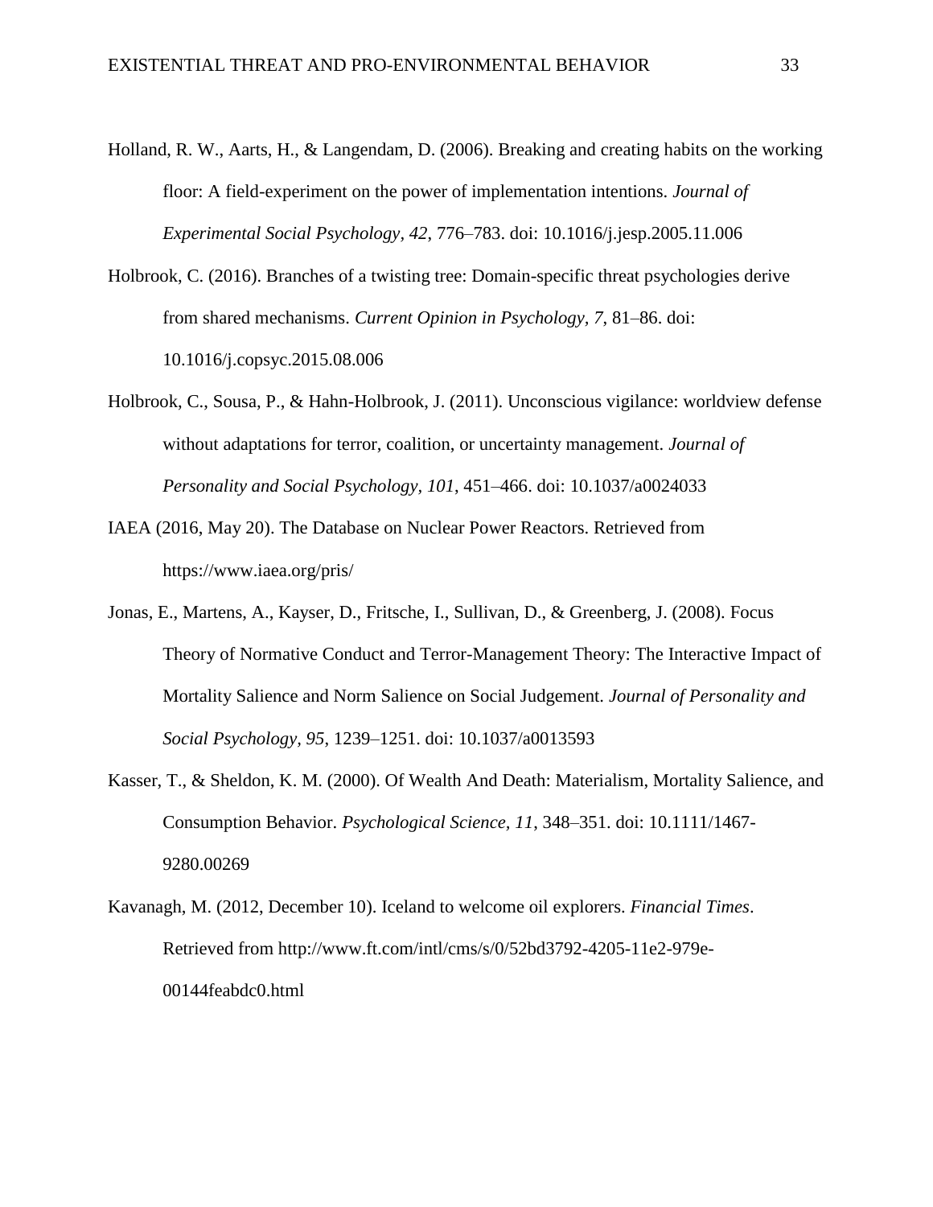Holland, R. W., Aarts, H., & Langendam, D. (2006). Breaking and creating habits on the working floor: A field-experiment on the power of implementation intentions. *Journal of Experimental Social Psychology, 42*, 776–783. doi: 10.1016/j.jesp.2005.11.006

Holbrook, C. (2016). Branches of a twisting tree: Domain-specific threat psychologies derive from shared mechanisms. *Current Opinion in Psychology, 7*, 81–86. doi: 10.1016/j.copsyc.2015.08.006

Holbrook, C., Sousa, P., & Hahn-Holbrook, J. (2011). Unconscious vigilance: worldview defense without adaptations for terror, coalition, or uncertainty management. *Journal of Personality and Social Psychology, 101*, 451–466. doi: 10.1037/a0024033

IAEA (2016, May 20). The Database on Nuclear Power Reactors. Retrieved from https://www.iaea.org/pris/

Jonas, E., Martens, A., Kayser, D., Fritsche, I., Sullivan, D., & Greenberg, J. (2008). Focus Theory of Normative Conduct and Terror-Management Theory: The Interactive Impact of Mortality Salience and Norm Salience on Social Judgement. *Journal of Personality and Social Psychology, 95*, 1239–1251. doi: 10.1037/a0013593

Kasser, T., & Sheldon, K. M. (2000). Of Wealth And Death: Materialism, Mortality Salience, and Consumption Behavior. *Psychological Science, 11*, 348–351. doi: 10.1111/1467-9280.00269

Kavanagh, M. (2012, December 10). Iceland to welcome oil explorers. *Financial Times*. Retrieved from http://www.ft.com/intl/cms/s/0/52bd3792-4205-11e2-979e-00144feabdc0.html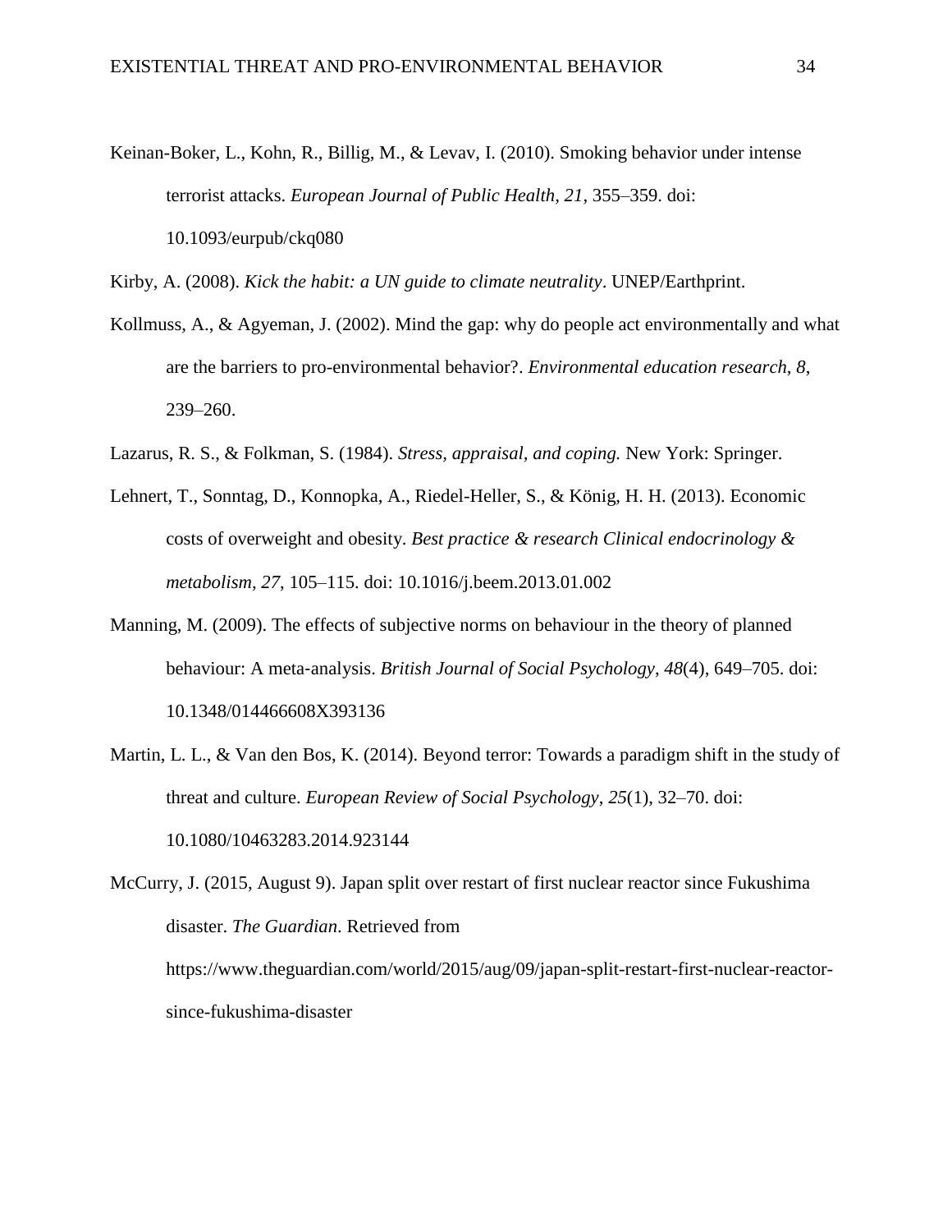Keinan-Boker, L., Kohn, R., Billig, M., & Levav, I. (2010). Smoking behavior under intense terrorist attacks. *European Journal of Public Health, 21*, 355–359. doi: 10.1093/eurpub/ckq080

Kirby, A. (2008). *Kick the habit: a UN guide to climate neutrality*. UNEP/Earthprint.

Kollmuss, A., & Agyeman, J. (2002). Mind the gap: why do people act environmentally and what are the barriers to pro-environmental behavior?. *Environmental education research*, *8*, 239–260.

Lazarus, R. S., & Folkman, S. (1984). *Stress, appraisal, and coping.* New York: Springer.

Lehnert, T., Sonntag, D., Konnopka, A., Riedel-Heller, S., & König, H. H. (2013). Economic costs of overweight and obesity. *Best practice & research Clinical endocrinology & metabolism*, *27*, 105–115. doi: 10.1016/j.beem.2013.01.002

Manning, M. (2009). The effects of subjective norms on behaviour in the theory of planned behaviour: A meta-analysis. *British Journal of Social Psychology*, *48*(4), 649–705. doi: 10.1348/014466608X393136

Martin, L. L., & Van den Bos, K. (2014). Beyond terror: Towards a paradigm shift in the study of threat and culture. *European Review of Social Psychology*, *25*(1), 32–70. doi: 10.1080/10463283.2014.923144

McCurry, J. (2015, August 9). Japan split over restart of first nuclear reactor since Fukushima disaster. *The Guardian*. Retrieved from https://www.theguardian.com/world/2015/aug/09/japan-split-restart-first-nuclear-reactor-since-fukushima-disaster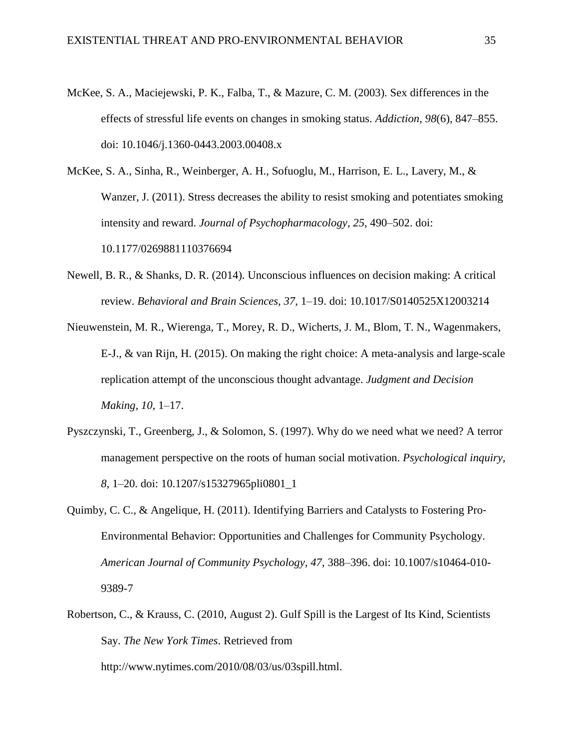McKee, S. A., Maciejewski, P. K., Falba, T., & Mazure, C. M. (2003). Sex differences in the effects of stressful life events on changes in smoking status. *Addiction*, *98*(6), 847–855. doi: 10.1046/j.1360-0443.2003.00408.x

McKee, S. A., Sinha, R., Weinberger, A. H., Sofuoglu, M., Harrison, E. L., Lavery, M., & Wanzer, J. (2011). Stress decreases the ability to resist smoking and potentiates smoking intensity and reward. *Journal of Psychopharmacology*, *25*, 490–502. doi: 10.1177/0269881110376694

Newell, B. R., & Shanks, D. R. (2014). Unconscious influences on decision making: A critical review. *Behavioral and Brain Sciences, 37,* 1–19. doi: 10.1017/S0140525X12003214

Nieuwenstein, M. R., Wierenga, T., Morey, R. D., Wicherts, J. M., Blom, T. N., Wagenmakers, E-J., & van Rijn, H. (2015). On making the right choice: A meta-analysis and large-scale replication attempt of the unconscious thought advantage. *Judgment and Decision Making, 10,* 1–17.

Pyszczynski, T., Greenberg, J., & Solomon, S. (1997). Why do we need what we need? A terror management perspective on the roots of human social motivation. *Psychological inquiry, 8,* 1–20. doi: 10.1207/s15327965pli0801_1

Quimby, C. C., & Angelique, H. (2011). Identifying Barriers and Catalysts to Fostering Pro-Environmental Behavior: Opportunities and Challenges for Community Psychology. *American Journal of Community Psychology*, *47*, 388–396. doi: 10.1007/s10464-010-9389-7

Robertson, C., & Krauss, C. (2010, August 2). Gulf Spill is the Largest of Its Kind, Scientists Say. *The New York Times*. Retrieved from http://www.nytimes.com/2010/08/03/us/03spill.html.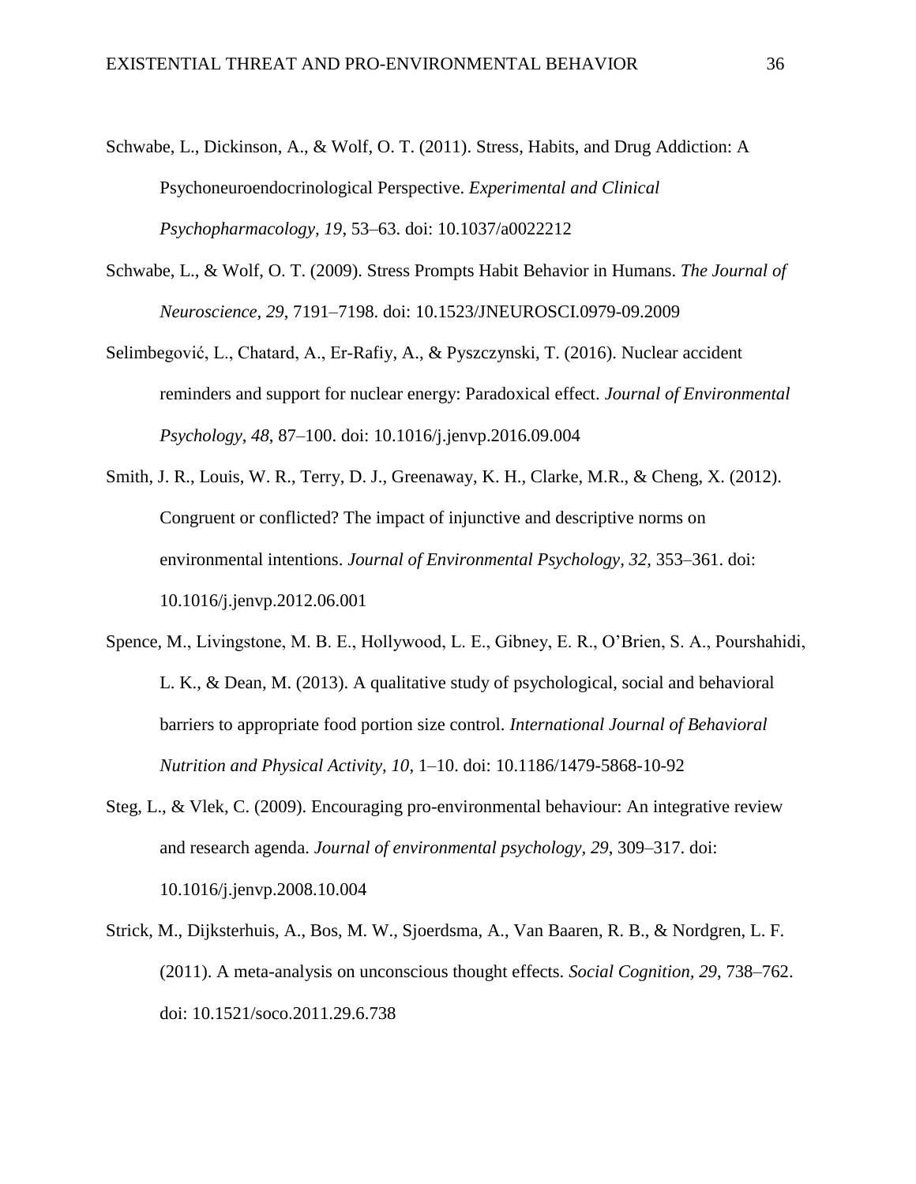Schwabe, L., Dickinson, A., & Wolf, O. T. (2011). Stress, Habits, and Drug Addiction: A Psychoneuroendocrinological Perspective. *Experimental and Clinical Psychopharmacology, 19*, 53–63. doi: 10.1037/a0022212

Schwabe, L., & Wolf, O. T. (2009). Stress Prompts Habit Behavior in Humans. *The Journal of Neuroscience, 29*, 7191–7198. doi: 10.1523/JNEUROSCI.0979-09.2009

Selimbegović, L., Chatard, A., Er-Rafiy, A., & Pyszczynski, T. (2016). Nuclear accident reminders and support for nuclear energy: Paradoxical effect. *Journal of Environmental Psychology*, *48*, 87–100. doi: 10.1016/j.jenvp.2016.09.004

Smith, J. R., Louis, W. R., Terry, D. J., Greenaway, K. H., Clarke, M.R., & Cheng, X. (2012). Congruent or conflicted? The impact of injunctive and descriptive norms on environmental intentions. *Journal of Environmental Psychology, 32*, 353–361. doi: 10.1016/j.jenvp.2012.06.001

Spence, M., Livingstone, M. B. E., Hollywood, L. E., Gibney, E. R., O'Brien, S. A., Pourshahidi, L. K., & Dean, M. (2013). A qualitative study of psychological, social and behavioral barriers to appropriate food portion size control. *International Journal of Behavioral Nutrition and Physical Activity, 10*, 1–10. doi: 10.1186/1479-5868-10-92

Steg, L., & Vlek, C. (2009). Encouraging pro-environmental behaviour: An integrative review and research agenda. *Journal of environmental psychology, 29*, 309–317. doi: 10.1016/j.jenvp.2008.10.004

Strick, M., Dijksterhuis, A., Bos, M. W., Sjoerdsma, A., Van Baaren, R. B., & Nordgren, L. F. (2011). A meta-analysis on unconscious thought effects. *Social Cognition, 29*, 738–762. doi: 10.1521/soco.2011.29.6.738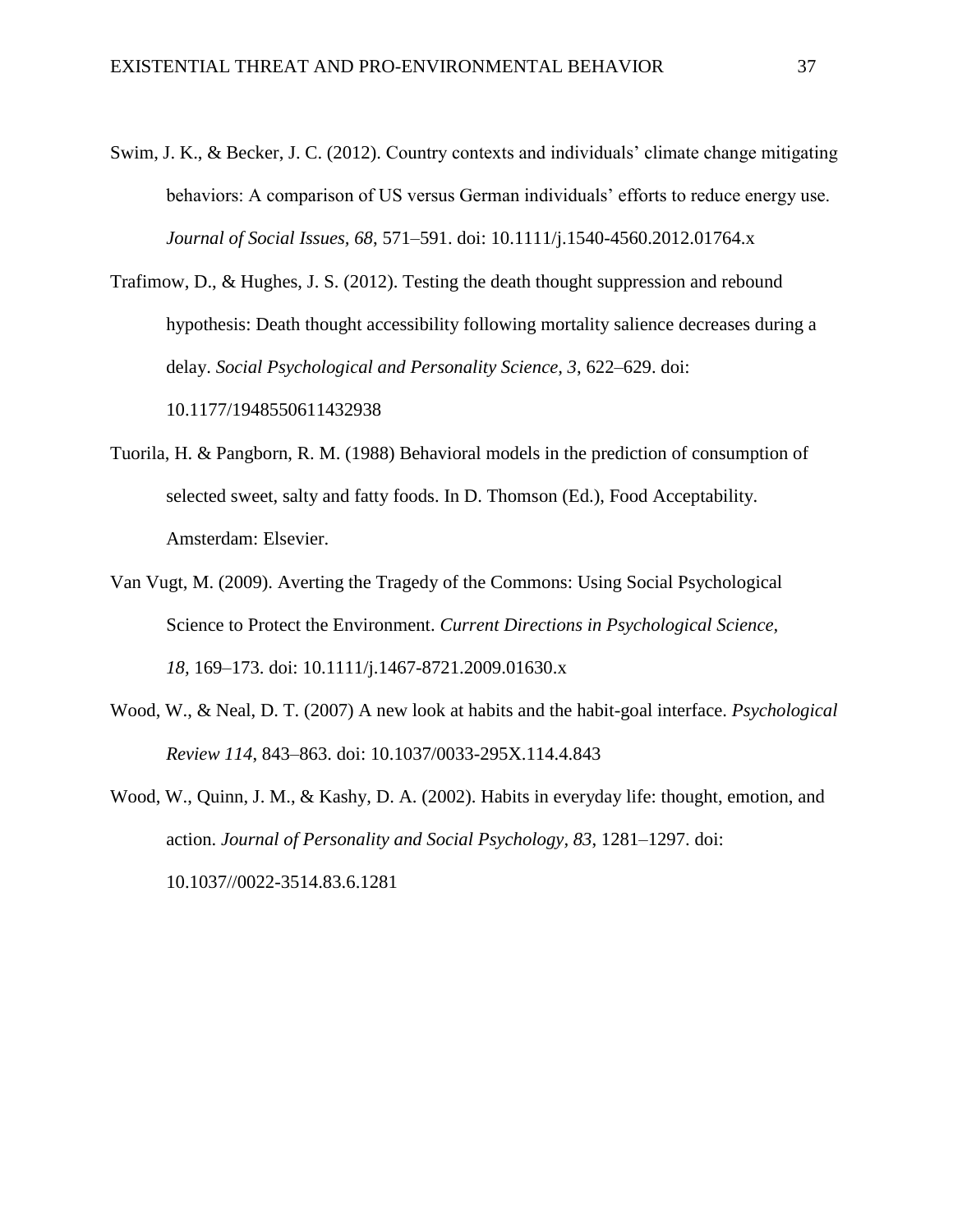Swim, J. K., & Becker, J. C. (2012). Country contexts and individuals' climate change mitigating behaviors: A comparison of US versus German individuals' efforts to reduce energy use. *Journal of Social Issues, 68*, 571–591. doi: 10.1111/j.1540-4560.2012.01764.x

Trafimow, D., & Hughes, J. S. (2012). Testing the death thought suppression and rebound hypothesis: Death thought accessibility following mortality salience decreases during a delay. *Social Psychological and Personality Science, 3*, 622–629. doi: 10.1177/1948550611432938

Tuorila, H. & Pangborn, R. M. (1988) Behavioral models in the prediction of consumption of selected sweet, salty and fatty foods. In D. Thomson (Ed.), Food Acceptability. Amsterdam: Elsevier.

Van Vugt, M. (2009). Averting the Tragedy of the Commons: Using Social Psychological Science to Protect the Environment. *Current Directions in Psychological Science, 18*, 169–173. doi: 10.1111/j.1467-8721.2009.01630.x

Wood, W., & Neal, D. T. (2007) A new look at habits and the habit-goal interface. *Psychological Review 114*, 843–863. doi: 10.1037/0033-295X.114.4.843

Wood, W., Quinn, J. M., & Kashy, D. A. (2002). Habits in everyday life: thought, emotion, and action. *Journal of Personality and Social Psychology, 83*, 1281–1297. doi: 10.1037//0022-3514.83.6.1281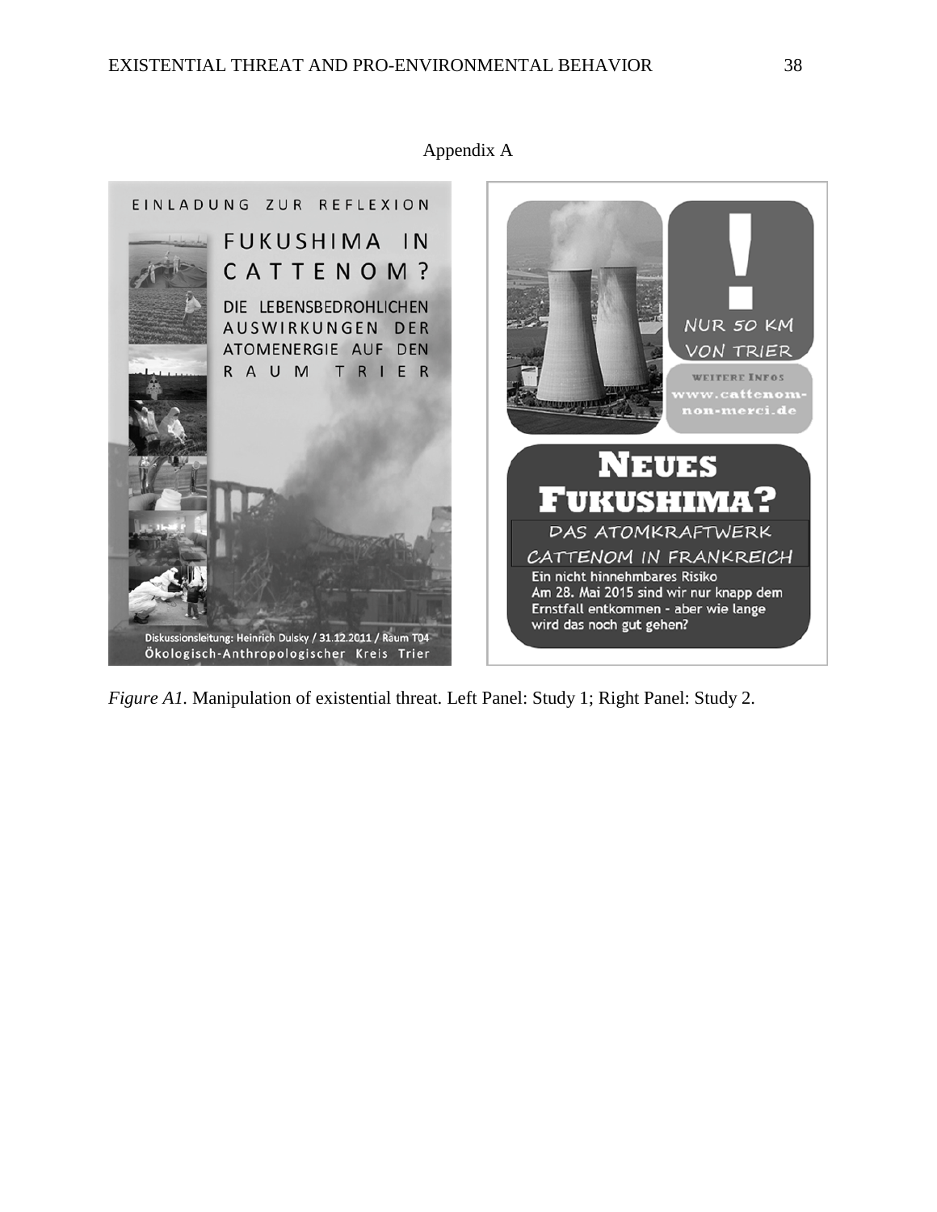# Appendix A

*Figure A1.* Manipulation of existential threat. Left Panel: Study 1; Right Panel: Study 2.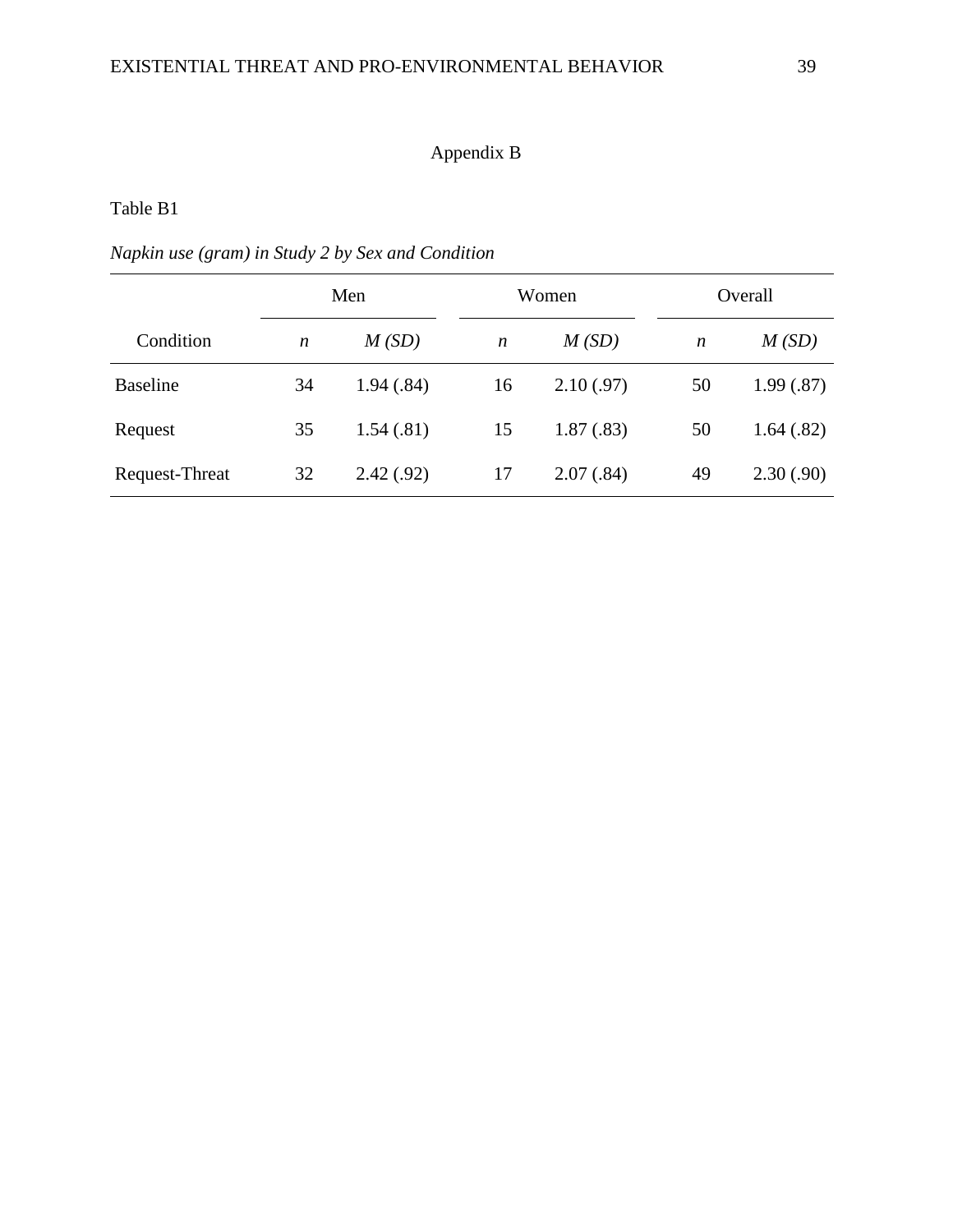## Appendix B

Table B1

*Napkin use (gram) in Study 2 by Sex and Condition*

| | Men | | Women | | Overall | |
|---|---|---|---|---|---|---|
| Condition | *n* | *M (SD)* | *n* | *M (SD)* | *n* | *M (SD)* |
| Baseline | 34 | 1.94 (.84) | 16 | 2.10 (.97) | 50 | 1.99 (.87) |
| Request | 35 | 1.54 (.81) | 15 | 1.87 (.83) | 50 | 1.64 (.82) |
| Request-Threat | 32 | 2.42 (.92) | 17 | 2.07 (.84) | 49 | 2.30 (.90) |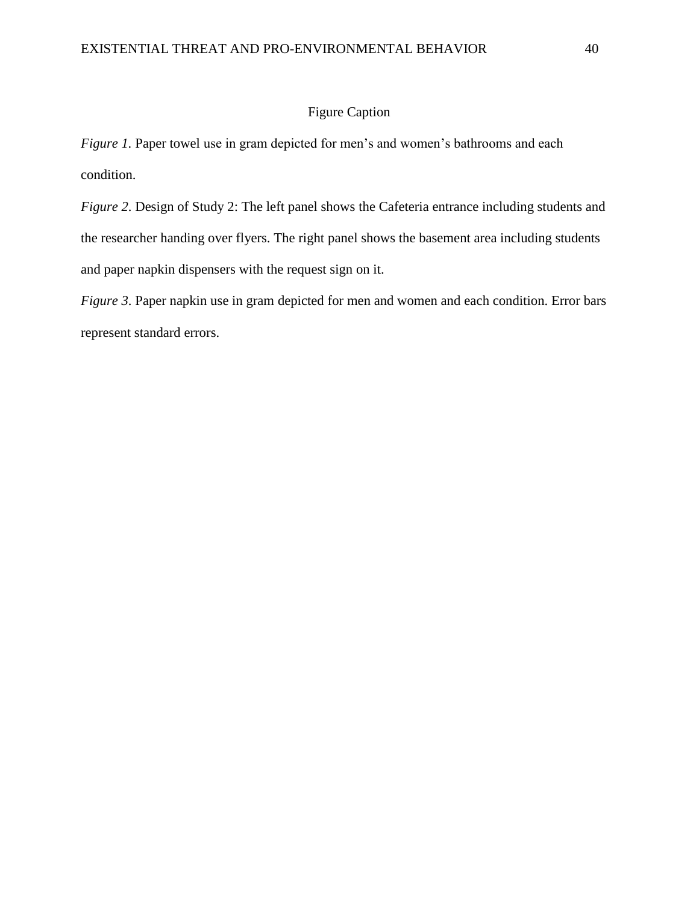# Figure Caption

*Figure 1.* Paper towel use in gram depicted for men's and women's bathrooms and each condition.

*Figure 2*. Design of Study 2: The left panel shows the Cafeteria entrance including students and the researcher handing over flyers. The right panel shows the basement area including students and paper napkin dispensers with the request sign on it.

*Figure 3*. Paper napkin use in gram depicted for men and women and each condition. Error bars represent standard errors.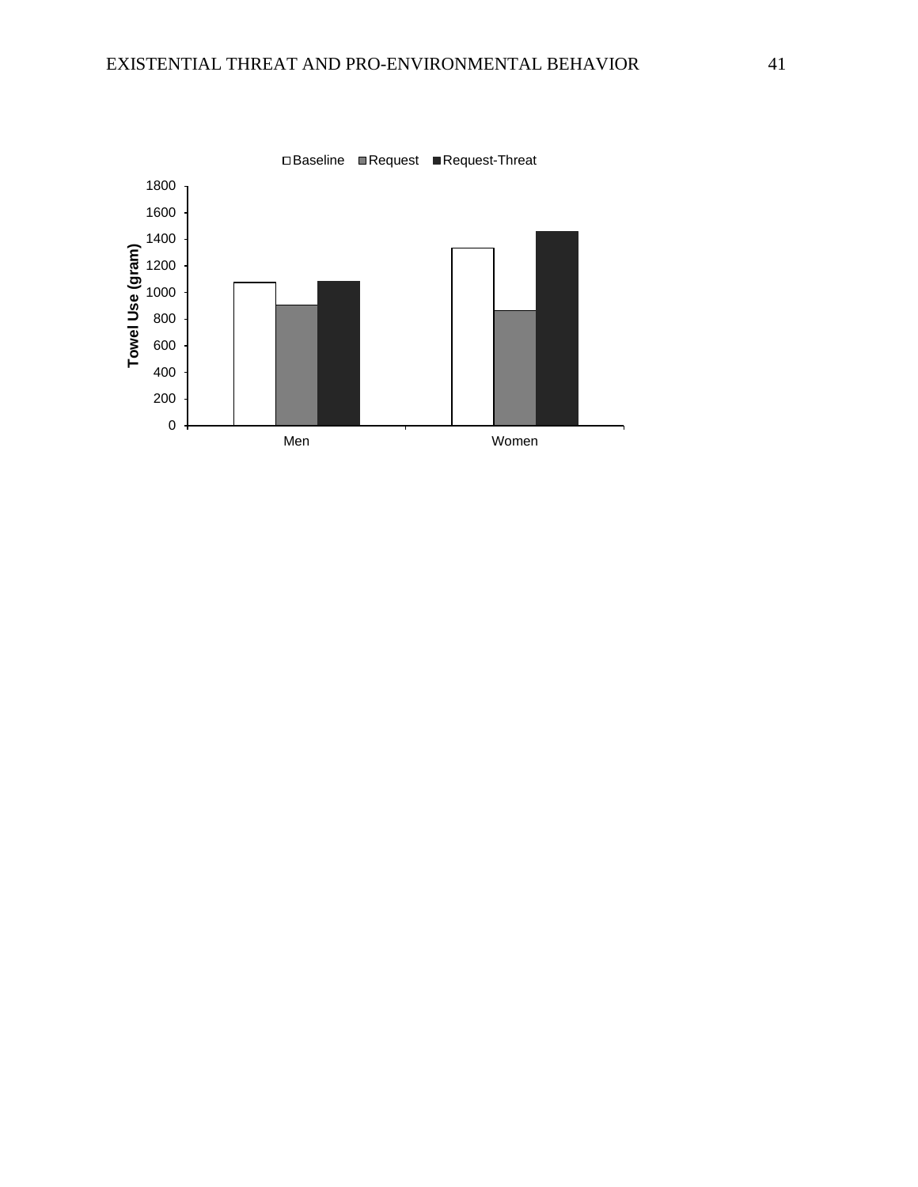□Baseline ■Request ■Request-Threat

Towel Use (gram)

1800
1600
1400
1200
1000
800
600
400
200
0

Men Women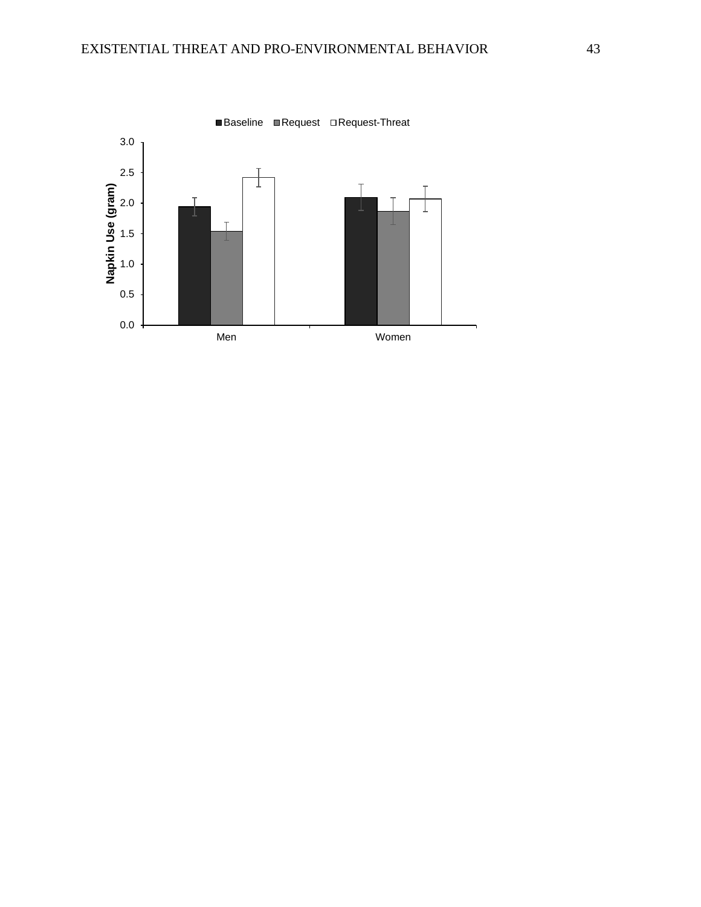■Baseline ■Request □Request-Threat

3.0
2.5
2.0
1.5
1.0
0.5
0.0

Napkin Use (gram)

Men

Women